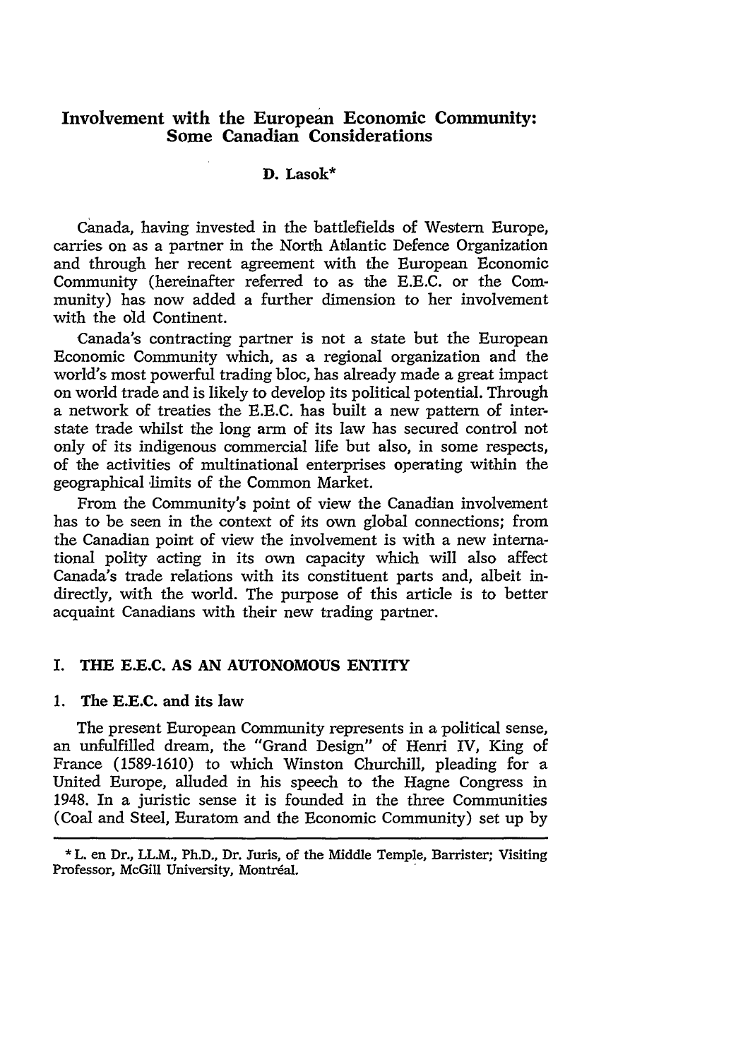# Involvement with the European Economic Community: Some Canadian Considerations

**D. Lasok***

Canada, having invested in the battlefields of Western Europe, carries on as a partner in the North Atlantic Defence Organization and through her recent agreement with the European Economic Community (hereinafter referred to as the E.E.C. or the Community) has now added a further dimension to her involvement with the old Continent.

Canada's contracting partner is not a state but the European Economic Community which, as a regional organization and the world's most powerful trading bloc, has already made a great impact on world trade and is likely to develop its political potential. Through a network of treaties the E.E.C. has built a new pattern of inter-state trade whilst the long arm of its law has secured control not only of its indigenous commercial life but also, in some respects, of the activities of multinational enterprises operating within the geographical limits of the Common Market.

From the Community's point of view the Canadian involvement has to be seen in the context of its own global connections; from the Canadian point of view the involvement is with a new international polity acting in its own capacity which will also affect Canada's trade relations with its constituent parts and, albeit indirectly, with the world. The purpose of this article is to better acquaint Canadians with their new trading partner.

## I. THE E.E.C. AS AN AUTONOMOUS ENTITY

### 1. The E.E.C. and its law

The present European Community represents in a political sense, an unfulfilled dream, the "Grand Design" of Henri IV, King of France (1589-1610) to which Winston Churchill, pleading for a United Europe, alluded in his speech to the Hagne Congress in 1948. In a juristic sense it is founded in the three Communities (Coal and Steel, Euratom and the Economic Community) set up by

---

* L. en Dr., LL.M., Ph.D., Dr. Juris, of the Middle Temple, Barrister; Visiting Professor, McGill University, Montréal.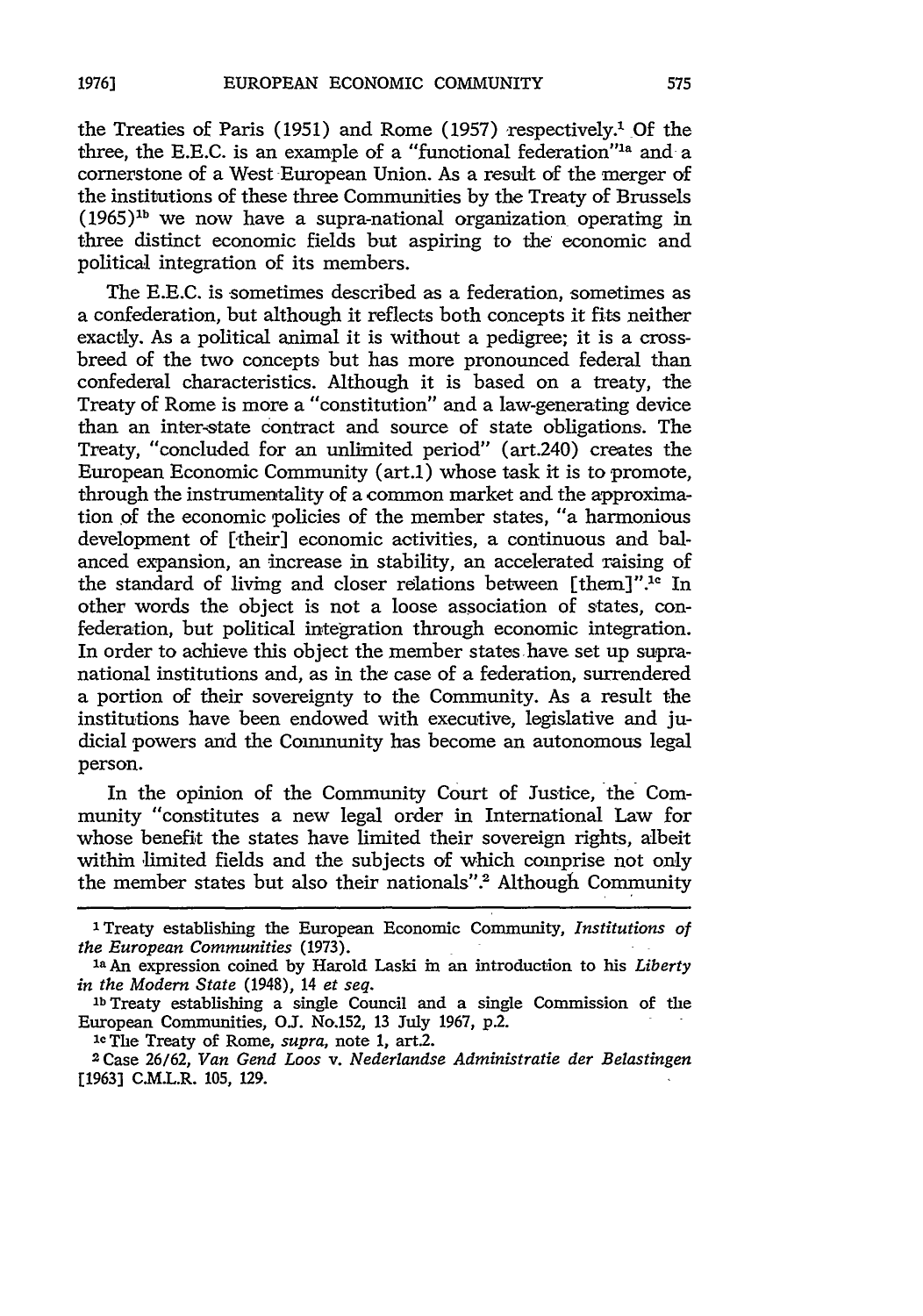the Treaties of Paris (1951) and Rome (1957) respectively.[1] Of the three, the E.E.C. is an example of a "functional federation"[1a] and a cornerstone of a West European Union. As a result of the merger of the institutions of these three Communities by the Treaty of Brussels (1965)[1b] we now have a supra-national organization operating in three distinct economic fields but aspiring to the economic and political integration of its members.

The E.E.C. is sometimes described as a federation, sometimes as a confederation, but although it reflects both concepts it fits neither exactly. As a political animal it is without a pedigree; it is a cross-breed of the two concepts but has more pronounced federal than confederal characteristics. Although it is based on a treaty, the Treaty of Rome is more a "constitution" and a law-generating device than an inter-state contract and source of state obligations. The Treaty, "concluded for an unlimited period" (art.240) creates the European Economic Community (art.1) whose task it is to promote, through the instrumentality of a common market and the approximation of the economic policies of the member states, "a harmonious development of [their] economic activities, a continuous and balanced expansion, an increase in stability, an accelerated raising of the standard of living and closer relations between [them]".[1c] In other words the object is not a loose association of states, confederation, but political integration through economic integration. In order to achieve this object the member states have set up supra-national institutions and, as in the case of a federation, surrendered a portion of their sovereignty to the Community. As a result the institutions have been endowed with executive, legislative and judicial powers and the Community has become an autonomous legal person.

In the opinion of the Community Court of Justice, the Community "constitutes a new legal order in International Law for whose benefit the states have limited their sovereign rights, albeit within limited fields and the subjects of which comprise not only the member states but also their nationals".[2] Although Community

---

[1] Treaty establishing the European Economic Community, *Institutions of the European Communities* (1973).

[1a] An expression coined by Harold Laski in an introduction to his *Liberty in the Modern State* (1948), 14 *et seq.*

[1b] Treaty establishing a single Council and a single Commission of the European Communities, O.J. No.152, 13 July 1967, p.2.

[1c] The Treaty of Rome, *supra*, note 1, art.2.

[2] Case 26/62, *Van Gend Loos* v. *Nederlandse Administratie der Belastingen* [1963] C.M.L.R. 105, 129.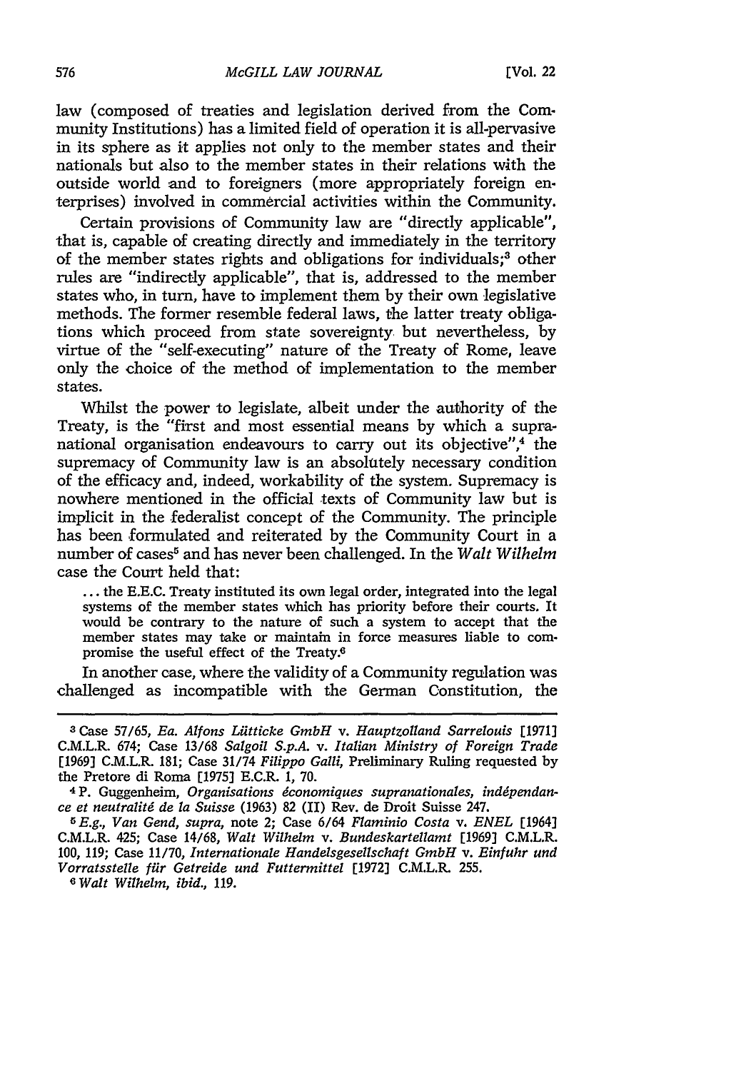law (composed of treaties and legislation derived from the Community Institutions) has a limited field of operation it is all-pervasive in its sphere as it applies not only to the member states and their nationals but also to the member states in their relations with the outside world and to foreigners (more appropriately foreign enterprises) involved in commercial activities within the Community.

Certain provisions of Community law are "directly applicable", that is, capable of creating directly and immediately in the territory of the member states rights and obligations for individuals;[3] other rules are "indirectly applicable", that is, addressed to the member states who, in turn, have to implement them by their own legislative methods. The former resemble federal laws, the latter treaty obligations which proceed from state sovereignty but nevertheless, by virtue of the "self-executing" nature of the Treaty of Rome, leave only the choice of the method of implementation to the member states.

Whilst the power to legislate, albeit under the authority of the Treaty, is the "first and most essential means by which a supranational organisation endeavours to carry out its objective",[4] the supremacy of Community law is an absolutely necessary condition of the efficacy and, indeed, workability of the system. Supremacy is nowhere mentioned in the official texts of Community law but is implicit in the federalist concept of the Community. The principle has been formulated and reiterated by the Community Court in a number of cases[5] and has never been challenged. In the *Walt Wilhelm* case the Court held that:

> ... the E.E.C. Treaty instituted its own legal order, integrated into the legal systems of the member states which has priority before their courts. It would be contrary to the nature of such a system to accept that the member states may take or maintain in force measures liable to compromise the useful effect of the Treaty.[6]

In another case, where the validity of a Community regulation was challenged as incompatible with the German Constitution, the

---

[3] Case 57/65, *Ea. Alfons Lütticke GmbH* v. *Hauptzolland Sarrelouis* [1971] C.M.L.R. 674; Case 13/68 *Salgoil S.p.A.* v. *Italian Ministry of Foreign Trade* [1969] C.M.L.R. 181; Case 31/74 *Filippo Galli*, Preliminary Ruling requested by the Pretore di Roma [1975] E.C.R. 1, 70.

[4] P. Guggenheim, *Organisations économiques supranationales, indépendance et neutralité de la Suisse* (1963) 82 (II) Rev. de Droit Suisse 247.

[5] *E.g.*, *Van Gend*, *supra*, note 2; Case 6/64 *Flaminio Costa* v. *ENEL* [1964] C.M.L.R. 425; Case 14/68, *Walt Wilhelm* v. *Bundeskartellamt* [1969] C.M.L.R. 100, 119; Case 11/70, *Internationale Handelsgesellschaft GmbH* v. *Einfuhr und Vorratsstelle für Getreide und Futtermittel* [1972] C.M.L.R. 255.

[6] *Walt Wilhelm*, *ibid.*, 119.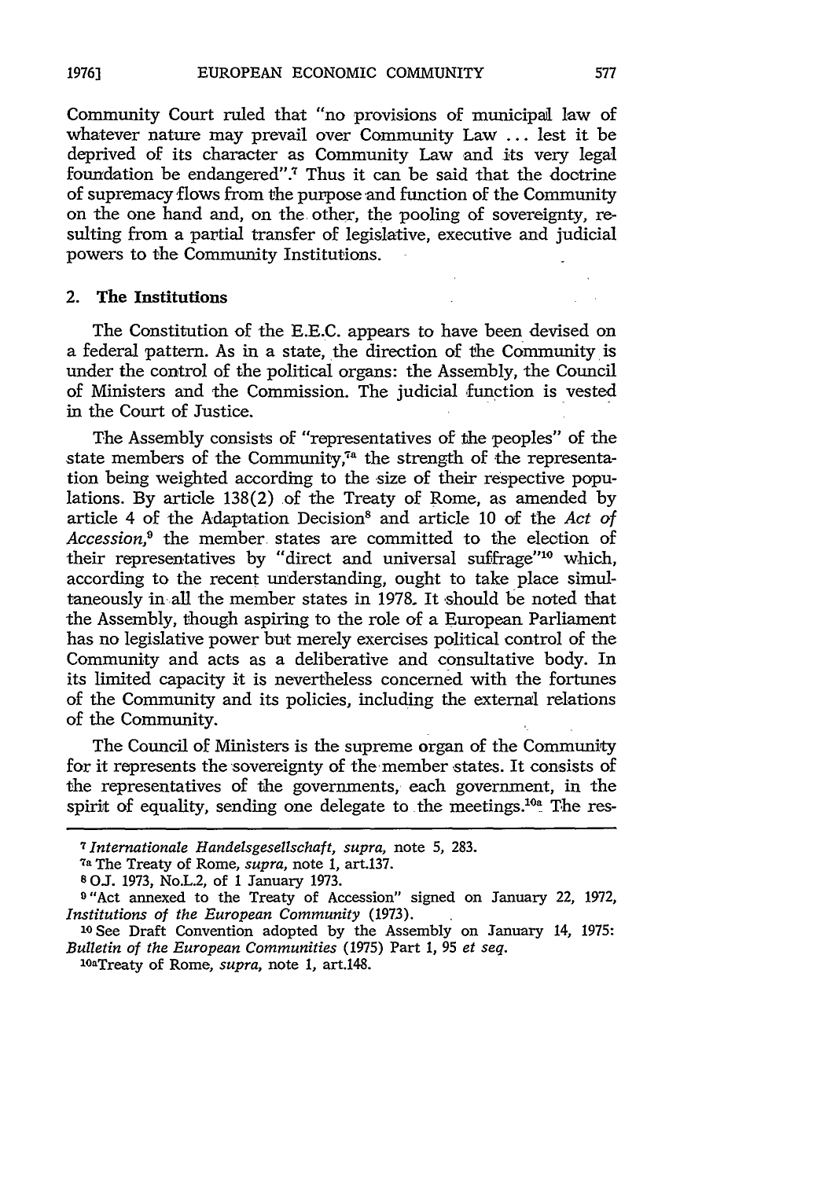Community Court ruled that "no provisions of municipal law of whatever nature may prevail over Community Law ... lest it be deprived of its character as Community Law and its very legal foundation be endangered".[7] Thus it can be said that the doctrine of supremacy flows from the purpose and function of the Community on the one hand and, on the other, the pooling of sovereignty, resulting from a partial transfer of legislative, executive and judicial powers to the Community Institutions.

## 2. The Institutions

The Constitution of the E.E.C. appears to have been devised on a federal pattern. As in a state, the direction of the Community is under the control of the political organs: the Assembly, the Council of Ministers and the Commission. The judicial function is vested in the Court of Justice.

The Assembly consists of "representatives of the peoples" of the state members of the Community,[7a] the strength of the representation being weighted according to the size of their respective populations. By article 138(2) of the Treaty of Rome, as amended by article 4 of the Adaptation Decision[8] and article 10 of the *Act of Accession*,[9] the member states are committed to the election of their representatives by "direct and universal suffrage"[10] which, according to the recent understanding, ought to take place simultaneously in all the member states in 1978. It should be noted that the Assembly, though aspiring to the role of a European Parliament has no legislative power but merely exercises political control of the Community and acts as a deliberative and consultative body. In its limited capacity it is nevertheless concerned with the fortunes of the Community and its policies, including the external relations of the Community.

The Council of Ministers is the supreme organ of the Community for it represents the sovereignty of the member states. It consists of the representatives of the governments, each government, in the spirit of equality, sending one delegate to the meetings.[10a] The res-

---

[7] *Internationale Handelsgesellschaft, supra*, note 5, 283.

[7a] The Treaty of Rome, *supra*, note 1, art.137.

[8] O.J. 1973, No.L.2, of 1 January 1973.

[9] "Act annexed to the Treaty of Accession" signed on January 22, 1972, *Institutions of the European Community* (1973).

[10] See Draft Convention adopted by the Assembly on January 14, 1975: *Bulletin of the European Communities* (1975) Part 1, 95 *et seq.*

[10a] Treaty of Rome, *supra*, note 1, art.148.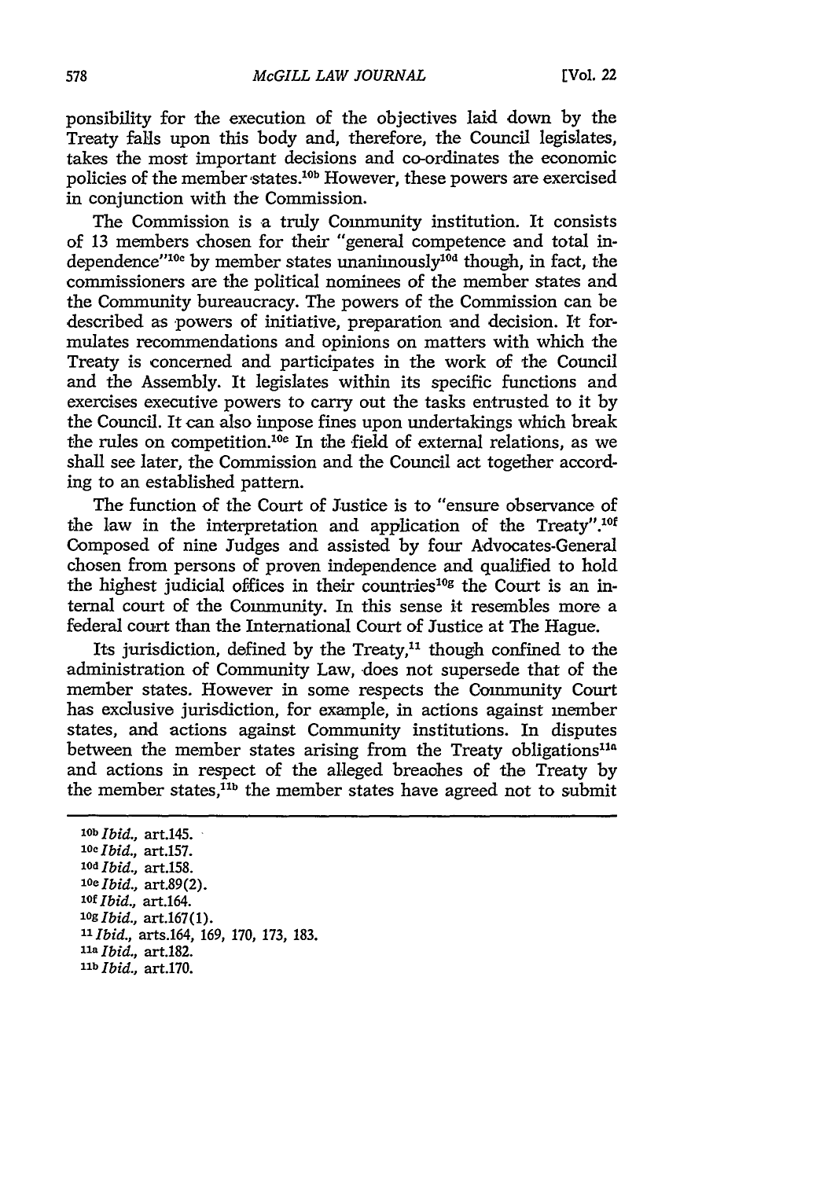ponsibility for the execution of the objectives laid down by the Treaty falls upon this body and, therefore, the Council legislates, takes the most important decisions and co-ordinates the economic policies of the member states.[10b] However, these powers are exercised in conjunction with the Commission.

The Commission is a truly Community institution. It consists of 13 members chosen for their "general competence and total independence"[10c] by member states unanimously[10d] though, in fact, the commissioners are the political nominees of the member states and the Community bureaucracy. The powers of the Commission can be described as powers of initiative, preparation and decision. It formulates recommendations and opinions on matters with which the Treaty is concerned and participates in the work of the Council and the Assembly. It legislates within its specific functions and exercises executive powers to carry out the tasks entrusted to it by the Council. It can also impose fines upon undertakings which break the rules on competition.[10e] In the field of external relations, as we shall see later, the Commission and the Council act together according to an established pattern.

The function of the Court of Justice is to "ensure observance of the law in the interpretation and application of the Treaty".[10f] Composed of nine Judges and assisted by four Advocates-General chosen from persons of proven independence and qualified to hold the highest judicial offices in their countries[10g] the Court is an internal court of the Community. In this sense it resembles more a federal court than the International Court of Justice at The Hague.

Its jurisdiction, defined by the Treaty,[11] though confined to the administration of Community Law, does not supersede that of the member states. However in some respects the Community Court has exclusive jurisdiction, for example, in actions against member states, and actions against Community institutions. In disputes between the member states arising from the Treaty obligations[11a] and actions in respect of the alleged breaches of the Treaty by the member states,[11b] the member states have agreed not to submit

---

[10b] *Ibid.*, art.145.
[10c] *Ibid.*, art.157.
[10d] *Ibid.*, art.158.
[10e] *Ibid.*, art.89(2).
[10f] *Ibid.*, art.164.
[10g] *Ibid.*, art.167(1).
[11] *Ibid.*, arts.164, 169, 170, 173, 183.
[11a] *Ibid.*, art.182.
[11b] *Ibid.*, art.170.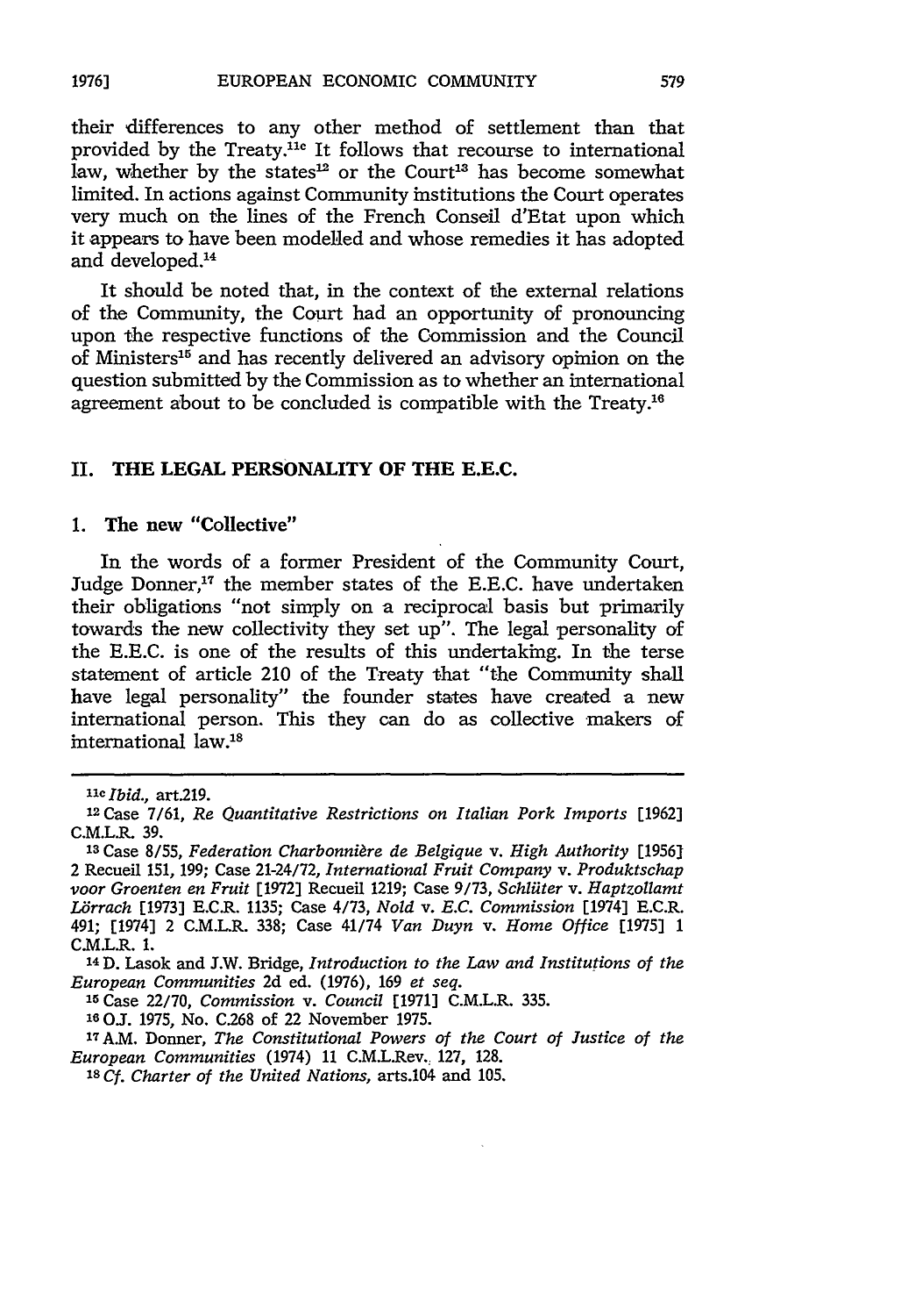their differences to any other method of settlement than that provided by the Treaty.[11c] It follows that recourse to international law, whether by the states[12] or the Court[13] has become somewhat limited. In actions against Community institutions the Court operates very much on the lines of the French Conseil d'Etat upon which it appears to have been modelled and whose remedies it has adopted and developed.[14]

It should be noted that, in the context of the external relations of the Community, the Court had an opportunity of pronouncing upon the respective functions of the Commission and the Council of Ministers[15] and has recently delivered an advisory opinion on the question submitted by the Commission as to whether an international agreement about to be concluded is compatible with the Treaty.[16]

## II. THE LEGAL PERSONALITY OF THE E.E.C.

### 1. The new "Collective"

In the words of a former President of the Community Court, Judge Donner,[17] the member states of the E.E.C. have undertaken their obligations "not simply on a reciprocal basis but primarily towards the new collectivity they set up". The legal personality of the E.E.C. is one of the results of this undertaking. In the terse statement of article 210 of the Treaty that "the Community shall have legal personality" the founder states have created a new international person. This they can do as collective makers of international law.[18]

---

[11c] *Ibid.*, art.219.

[12] Case 7/61, *Re Quantitative Restrictions on Italian Pork Imports* [1962] C.M.L.R. 39.

[13] Case 8/55, *Federation Charbonnière de Belgique* v. *High Authority* [1956] 2 Recueil 151, 199; Case 21-24/72, *International Fruit Company* v. *Produktschap voor Groenten en Fruit* [1972] Recueil 1219; Case 9/73, *Schlüter* v. *Haptzollamt Lörrach* [1973] E.C.R. 1135; Case 4/73, *Nold* v. *E.C. Commission* [1974] E.C.R. 491; [1974] 2 C.M.L.R. 338; Case 41/74 *Van Duyn* v. *Home Office* [1975] 1 C.M.L.R. 1.

[14] D. Lasok and J.W. Bridge, *Introduction to the Law and Institutions of the European Communities* 2d ed. (1976), 169 *et seq.*

[15] Case 22/70, *Commission* v. *Council* [1971] C.M.L.R. 335.

[16] O.J. 1975, No. C.268 of 22 November 1975.

[17] A.M. Donner, *The Constitutional Powers of the Court of Justice of the European Communities* (1974) 11 C.M.L.Rev. 127, 128.

[18] *Cf. Charter of the United Nations*, arts.104 and 105.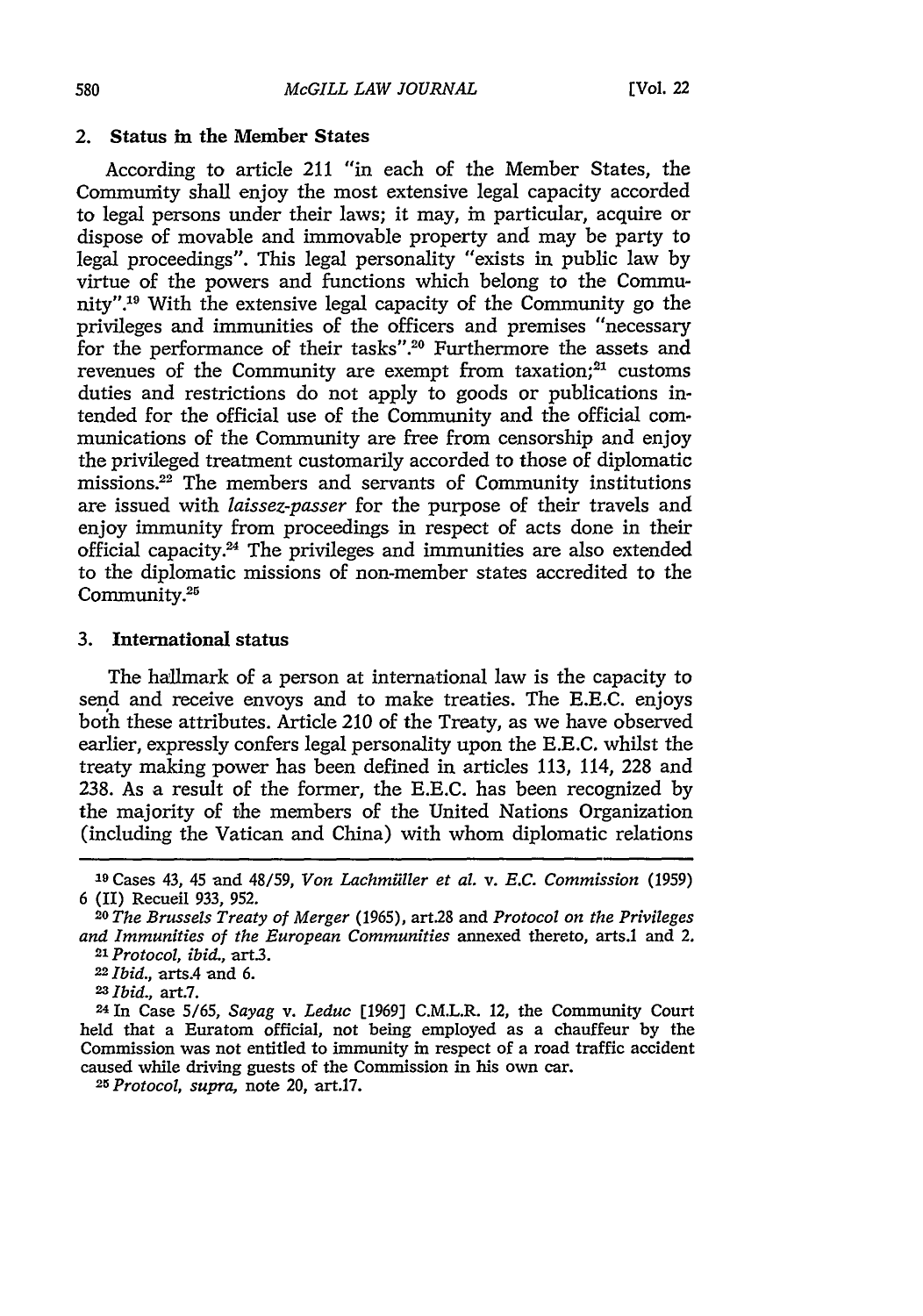### 2. Status in the Member States

According to article 211 "in each of the Member States, the Community shall enjoy the most extensive legal capacity accorded to legal persons under their laws; it may, in particular, acquire or dispose of movable and immovable property and may be party to legal proceedings". This legal personality "exists in public law by virtue of the powers and functions which belong to the Community".[19] With the extensive legal capacity of the Community go the privileges and immunities of the officers and premises "necessary for the performance of their tasks".[20] Furthermore the assets and revenues of the Community are exempt from taxation;[21] customs duties and restrictions do not apply to goods or publications intended for the official use of the Community and the official communications of the Community are free from censorship and enjoy the privileged treatment customarily accorded to those of diplomatic missions.[22] The members and servants of Community institutions are issued with *laissez-passer* for the purpose of their travels and enjoy immunity from proceedings in respect of acts done in their official capacity.[24] The privileges and immunities are also extended to the diplomatic missions of non-member states accredited to the Community.[25]

### 3. International status

The hallmark of a person at international law is the capacity to send and receive envoys and to make treaties. The E.E.C. enjoys both these attributes. Article 210 of the Treaty, as we have observed earlier, expressly confers legal personality upon the E.E.C. whilst the treaty making power has been defined in articles 113, 114, 228 and 238. As a result of the former, the E.E.C. has been recognized by the majority of the members of the United Nations Organization (including the Vatican and China) with whom diplomatic relations

---

[19] Cases 43, 45 and 48/59, *Von Lachmüller et al.* v. *E.C. Commission* (1959) 6 (II) Recueil 933, 952.

[20] *The Brussels Treaty of Merger* (1965), art.28 and *Protocol on the Privileges and Immunities of the European Communities* annexed thereto, arts.1 and 2.

[21] *Protocol, ibid.*, art.3.

[22] *Ibid.*, arts.4 and 6.

[23] *Ibid.*, art.7.

[24] In Case 5/65, *Sayag* v. *Leduc* [1969] C.M.L.R. 12, the Community Court held that a Euratom official, not being employed as a chauffeur by the Commission was not entitled to immunity in respect of a road traffic accident caused while driving guests of the Commission in his own car.

[25] *Protocol, supra*, note 20, art.17.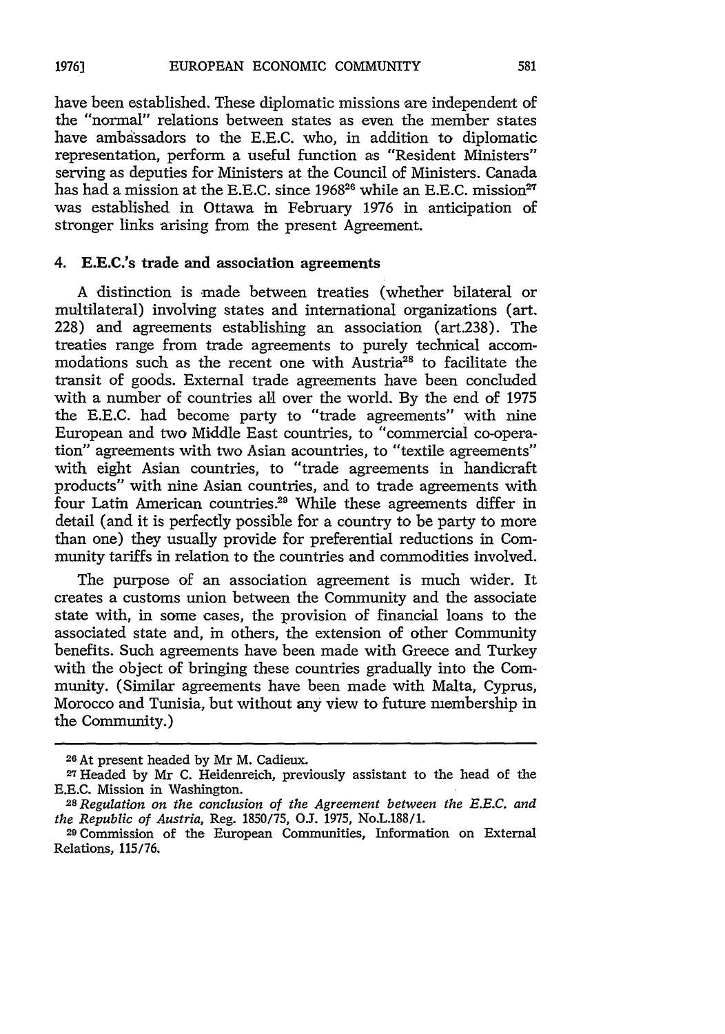have been established. These diplomatic missions are independent of the "normal" relations between states as even the member states have ambassadors to the E.E.C. who, in addition to diplomatic representation, perform a useful function as "Resident Ministers" serving as deputies for Ministers at the Council of Ministers. Canada has had a mission at the E.E.C. since 1968[26] while an E.E.C. mission[27] was established in Ottawa in February 1976 in anticipation of stronger links arising from the present Agreement.

### 4. E.E.C.'s trade and association agreements

A distinction is made between treaties (whether bilateral or multilateral) involving states and international organizations (art. 228) and agreements establishing an association (art.238). The treaties range from trade agreements to purely technical accommodations such as the recent one with Austria[28] to facilitate the transit of goods. External trade agreements have been concluded with a number of countries all over the world. By the end of 1975 the E.E.C. had become party to "trade agreements" with nine European and two Middle East countries, to "commercial co-operation" agreements with two Asian acountries, to "textile agreements" with eight Asian countries, to "trade agreements in handicraft products" with nine Asian countries, and to trade agreements with four Latin American countries.[29] While these agreements differ in detail (and it is perfectly possible for a country to be party to more than one) they usually provide for preferential reductions in Community tariffs in relation to the countries and commodities involved.

The purpose of an association agreement is much wider. It creates a customs union between the Community and the associate state with, in some cases, the provision of financial loans to the associated state and, in others, the extension of other Community benefits. Such agreements have been made with Greece and Turkey with the object of bringing these countries gradually into the Community. (Similar agreements have been made with Malta, Cyprus, Morocco and Tunisia, but without any view to future membership in the Community.)

---

[26] At present headed by Mr M. Cadieux.

[27] Headed by Mr C. Heidenreich, previously assistant to the head of the E.E.C. Mission in Washington.

[28] *Regulation on the conclusion of the Agreement between the E.E.C. and the Republic of Austria*, Reg. 1850/75, O.J. 1975, No.L.188/1.

[29] Commission of the European Communities, Information on External Relations, 115/76.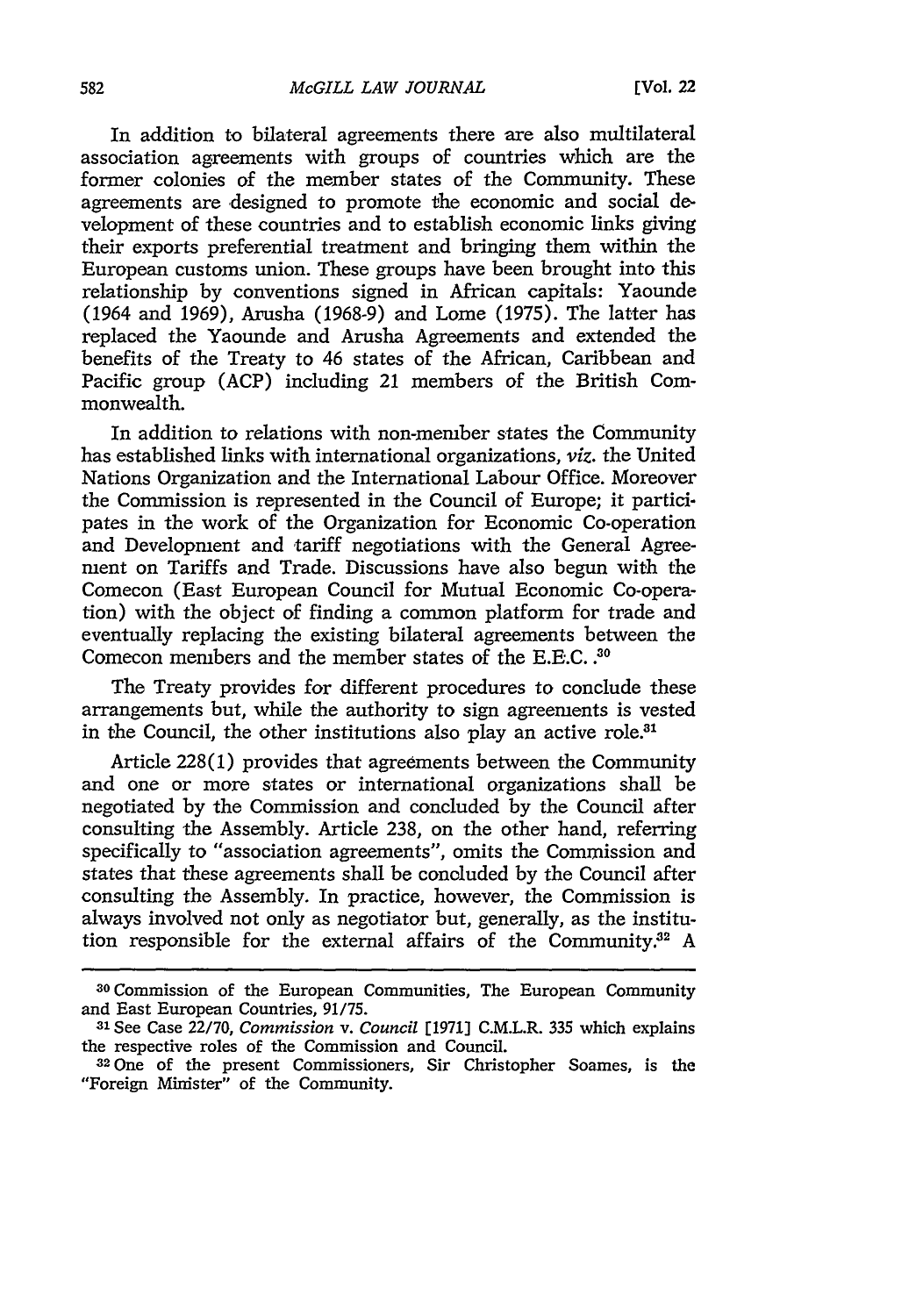In addition to bilateral agreements there are also multilateral association agreements with groups of countries which are the former colonies of the member states of the Community. These agreements are designed to promote the economic and social development of these countries and to establish economic links giving their exports preferential treatment and bringing them within the European customs union. These groups have been brought into this relationship by conventions signed in African capitals: Yaounde (1964 and 1969), Arusha (1968-9) and Lome (1975). The latter has replaced the Yaounde and Arusha Agreements and extended the benefits of the Treaty to 46 states of the African, Caribbean and Pacific group (ACP) including 21 members of the British Commonwealth.

In addition to relations with non-member states the Community has established links with international organizations, *viz.* the United Nations Organization and the International Labour Office. Moreover the Commission is represented in the Council of Europe; it participates in the work of the Organization for Economic Co-operation and Development and tariff negotiations with the General Agreement on Tariffs and Trade. Discussions have also begun with the Comecon (East European Council for Mutual Economic Co-operation) with the object of finding a common platform for trade and eventually replacing the existing bilateral agreements between the Comecon members and the member states of the E.E.C.[30]

The Treaty provides for different procedures to conclude these arrangements but, while the authority to sign agreements is vested in the Council, the other institutions also play an active role.[31]

Article 228(1) provides that agreements between the Community and one or more states or international organizations shall be negotiated by the Commission and concluded by the Council after consulting the Assembly. Article 238, on the other hand, referring specifically to "association agreements", omits the Commission and states that these agreements shall be concluded by the Council after consulting the Assembly. In practice, however, the Commission is always involved not only as negotiator but, generally, as the institution responsible for the external affairs of the Community.[32] A

---

[30] Commission of the European Communities, The European Community and East European Countries, 91/75.

[31] See Case 22/70, *Commission v. Council* [1971] C.M.L.R. 335 which explains the respective roles of the Commission and Council.

[32] One of the present Commissioners, Sir Christopher Soames, is the "Foreign Minister" of the Community.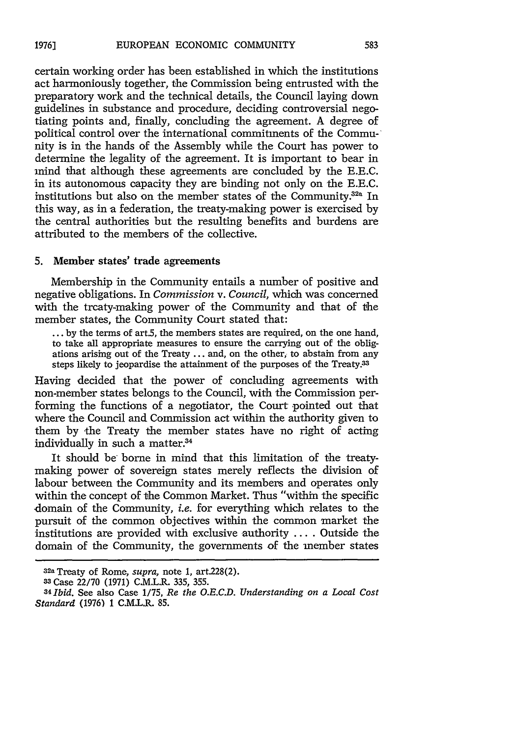certain working order has been established in which the institutions act harmoniously together, the Commission being entrusted with the preparatory work and the technical details, the Council laying down guidelines in substance and procedure, deciding controversial negotiating points and, finally, concluding the agreement. A degree of political control over the international commitments of the Community is in the hands of the Assembly while the Court has power to determine the legality of the agreement. It is important to bear in mind that although these agreements are concluded by the E.E.C. in its autonomous capacity they are binding not only on the E.E.C. institutions but also on the member states of the Community.[32a] In this way, as in a federation, the treaty-making power is exercised by the central authorities but the resulting benefits and burdens are attributed to the members of the collective.

### 5. Member states' trade agreements

Membership in the Community entails a number of positive and negative obligations. In *Commission* v. *Council*, which was concerned with the treaty-making power of the Community and that of the member states, the Community Court stated that:

> ... by the terms of art.5, the members states are required, on the one hand, to take all appropriate measures to ensure the carrying out of the obligations arising out of the Treaty ... and, on the other, to abstain from any steps likely to jeopardise the attainment of the purposes of the Treaty.[33]

Having decided that the power of concluding agreements with non-member states belongs to the Council, with the Commission performing the functions of a negotiator, the Court pointed out that where the Council and Commission act within the authority given to them by the Treaty the member states have no right of acting individually in such a matter.[34]

It should be borne in mind that this limitation of the treaty-making power of sovereign states merely reflects the division of labour between the Community and its members and operates only within the concept of the Common Market. Thus "within the specific domain of the Community, *i.e.* for everything which relates to the pursuit of the common objectives within the common market the institutions are provided with exclusive authority .... Outside the domain of the Community, the governments of the member states

---

[32a] Treaty of Rome, *supra*, note 1, art.228(2).

[33] Case 22/70 (1971) C.M.L.R. 335, 355.

[34] *Ibid.* See also Case 1/75, *Re the O.E.C.D. Understanding on a Local Cost Standard* (1976) 1 C.M.L.R. 85.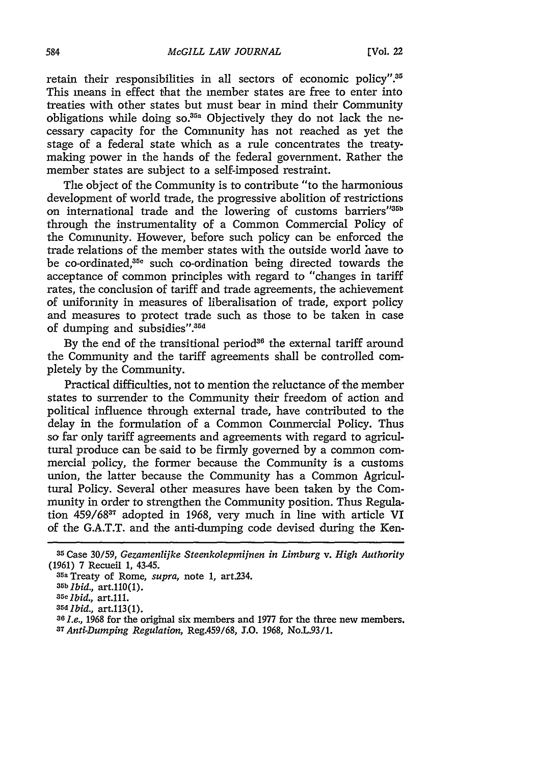retain their responsibilities in all sectors of economic policy".[35] This means in effect that the member states are free to enter into treaties with other states but must bear in mind their Community obligations while doing so.[35a] Objectively they do not lack the necessary capacity for the Community has not reached as yet the stage of a federal state which as a rule concentrates the treaty-making power in the hands of the federal government. Rather the member states are subject to a self-imposed restraint.

The object of the Community is to contribute "to the harmonious development of world trade, the progressive abolition of restrictions on international trade and the lowering of customs barriers"[35b] through the instrumentality of a Common Commercial Policy of the Community. However, before such policy can be enforced the trade relations of the member states with the outside world have to be co-ordinated,[35c] such co-ordination being directed towards the acceptance of common principles with regard to "changes in tariff rates, the conclusion of tariff and trade agreements, the achievement of uniformity in measures of liberalisation of trade, export policy and measures to protect trade such as those to be taken in case of dumping and subsidies".[35d]

By the end of the transitional period[36] the external tariff around the Community and the tariff agreements shall be controlled completely by the Community.

Practical difficulties, not to mention the reluctance of the member states to surrender to the Community their freedom of action and political influence through external trade, have contributed to the delay in the formulation of a Common Commercial Policy. Thus so far only tariff agreements and agreements with regard to agricultural produce can be said to be firmly governed by a common commercial policy, the former because the Community is a customs union, the latter because the Community has a Common Agricultural Policy. Several other measures have been taken by the Community in order to strengthen the Community position. Thus Regulation 459/68[37] adopted in 1968, very much in line with article VI of the G.A.T.T. and the anti-dumping code devised during the Ken-

---

[35] Case 30/59, *Gezamenlijke Steenkolepmijnen in Limburg* v. *High Authority* (1961) 7 Recueil 1, 43-45.

[35a] Treaty of Rome, *supra*, note 1, art.234.

[35b] *Ibid.*, art.110(1).

[35c] *Ibid.*, art.111.

[35d] *Ibid.*, art.113(1).

[36] *I.e.*, 1968 for the original six members and 1977 for the three new members.

[37] *Anti-Dumping Regulation*, Reg.459/68, J.O. 1968, No.L.93/1.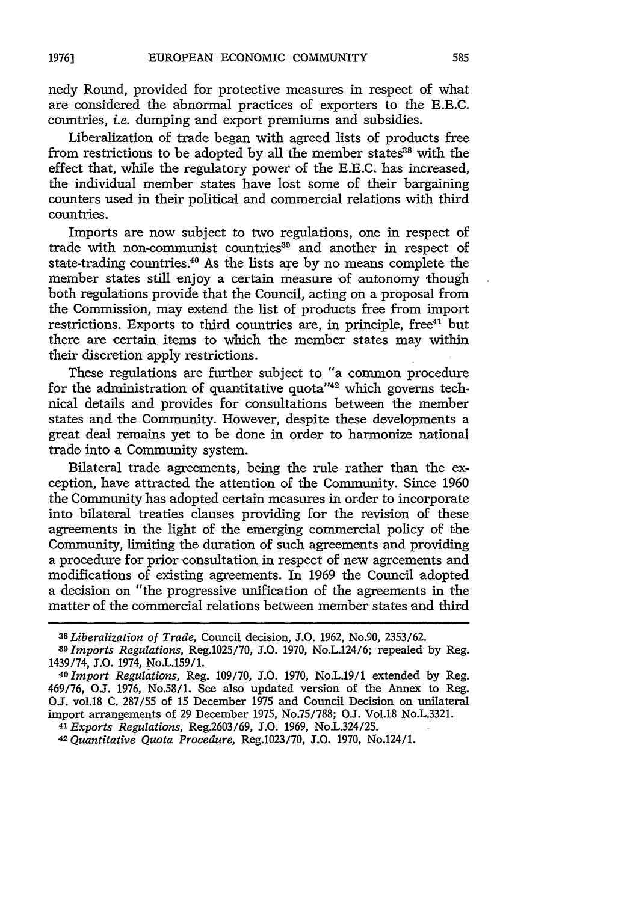nedy Round, provided for protective measures in respect of what are considered the abnormal practices of exporters to the E.E.C. countries, *i.e.* dumping and export premiums and subsidies.

Liberalization of trade began with agreed lists of products free from restrictions to be adopted by all the member states[38] with the effect that, while the regulatory power of the E.E.C. has increased, the individual member states have lost some of their bargaining counters used in their political and commercial relations with third countries.

Imports are now subject to two regulations, one in respect of trade with non-communist countries[39] and another in respect of state-trading countries.[40] As the lists are by no means complete the member states still enjoy a certain measure of autonomy though both regulations provide that the Council, acting on a proposal from the Commission, may extend the list of products free from import restrictions. Exports to third countries are, in principle, free[41] but there are certain items to which the member states may within their discretion apply restrictions.

These regulations are further subject to "a common procedure for the administration of quantitative quota"[42] which governs technical details and provides for consultations between the member states and the Community. However, despite these developments a great deal remains yet to be done in order to harmonize national trade into a Community system.

Bilateral trade agreements, being the rule rather than the exception, have attracted the attention of the Community. Since 1960 the Community has adopted certain measures in order to incorporate into bilateral treaties clauses providing for the revision of these agreements in the light of the emerging commercial policy of the Community, limiting the duration of such agreements and providing a procedure for prior consultation in respect of new agreements and modifications of existing agreements. In 1969 the Council adopted a decision on "the progressive unification of the agreements in the matter of the commercial relations between member states and third

---

[38] *Liberalization of Trade,* Council decision, J.O. 1962, No.90, 2353/62.

[39] *Imports Regulations,* Reg.1025/70, J.O. 1970, No.L.124/6; repealed by Reg. 1439/74, J.O. 1974, No.L.159/1.

[40] *Import Regulations,* Reg. 109/70, J.O. 1970, No.L.19/1 extended by Reg. 469/76, O.J. 1976, No.58/1. See also updated version of the Annex to Reg. O.J. vol.18 C. 287/55 of 15 December 1975 and Council Decision on unilateral import arrangements of 29 December 1975, No.75/788; O.J. Vol.18 No.L.3321.

[41] *Exports Regulations,* Reg.2603/69, J.O. 1969, No.L.324/25.

[42] *Quantitative Quota Procedure,* Reg.1023/70, J.O. 1970, No.124/1.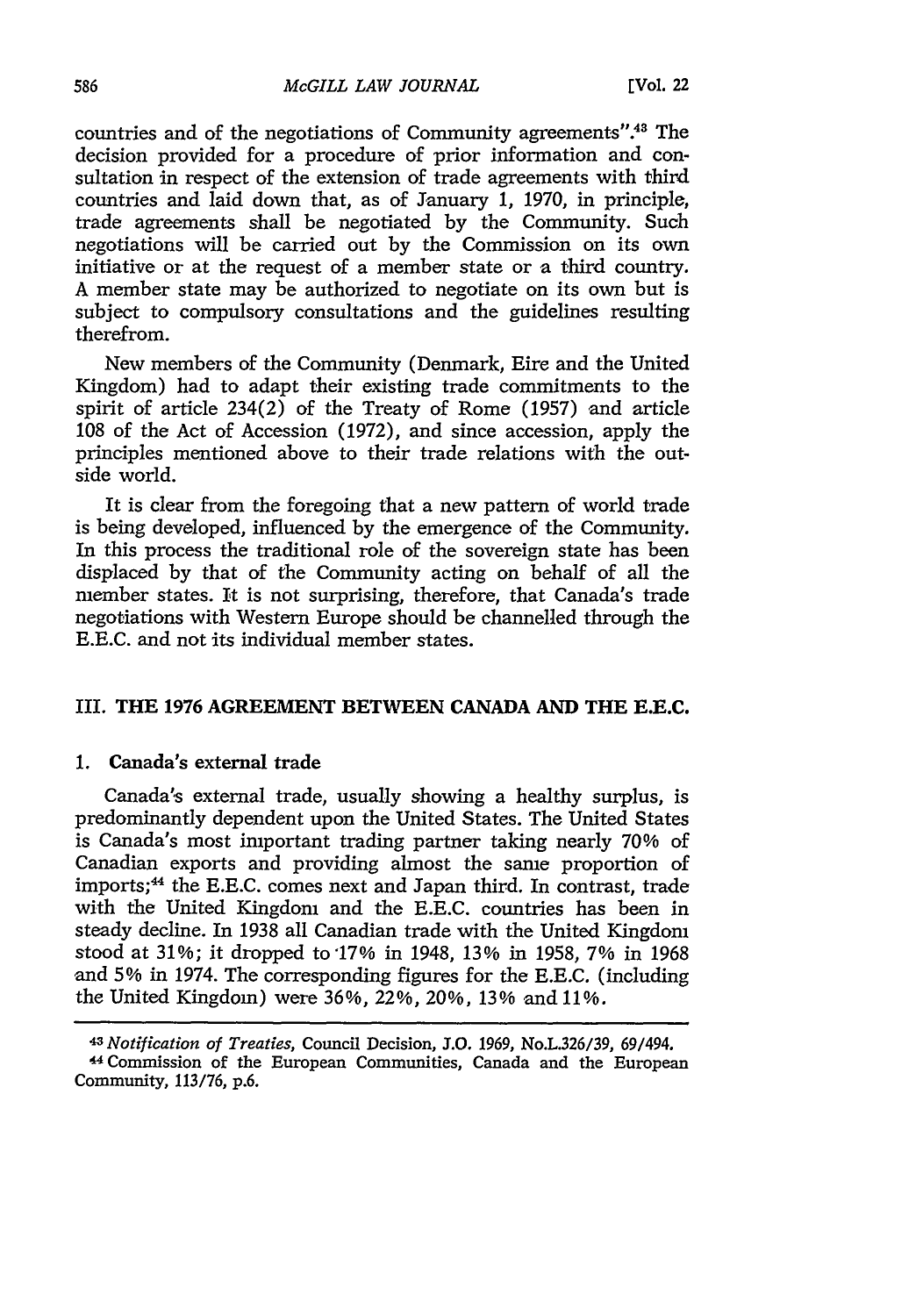countries and of the negotiations of Community agreements".[43] The decision provided for a procedure of prior information and consultation in respect of the extension of trade agreements with third countries and laid down that, as of January 1, 1970, in principle, trade agreements shall be negotiated by the Community. Such negotiations will be carried out by the Commission on its own initiative or at the request of a member state or a third country. A member state may be authorized to negotiate on its own but is subject to compulsory consultations and the guidelines resulting therefrom.

New members of the Community (Denmark, Eire and the United Kingdom) had to adapt their existing trade commitments to the spirit of article 234(2) of the Treaty of Rome (1957) and article 108 of the Act of Accession (1972), and since accession, apply the principles mentioned above to their trade relations with the outside world.

It is clear from the foregoing that a new pattern of world trade is being developed, influenced by the emergence of the Community. In this process the traditional role of the sovereign state has been displaced by that of the Community acting on behalf of all the member states. It is not surprising, therefore, that Canada's trade negotiations with Western Europe should be channelled through the E.E.C. and not its individual member states.

## III. THE 1976 AGREEMENT BETWEEN CANADA AND THE E.E.C.

### 1. Canada's external trade

Canada's external trade, usually showing a healthy surplus, is predominantly dependent upon the United States. The United States is Canada's most important trading partner taking nearly 70% of Canadian exports and providing almost the same proportion of imports;[44] the E.E.C. comes next and Japan third. In contrast, trade with the United Kingdom and the E.E.C. countries has been in steady decline. In 1938 all Canadian trade with the United Kingdom stood at 31%; it dropped to 17% in 1948, 13% in 1958, 7% in 1968 and 5% in 1974. The corresponding figures for the E.E.C. (including the United Kingdom) were 36%, 22%, 20%, 13% and 11%.

---

[43] *Notification of Treaties*, Council Decision, J.O. 1969, No.L.326/39, 69/494.

[44] Commission of the European Communities, Canada and the European Community, 113/76, p.6.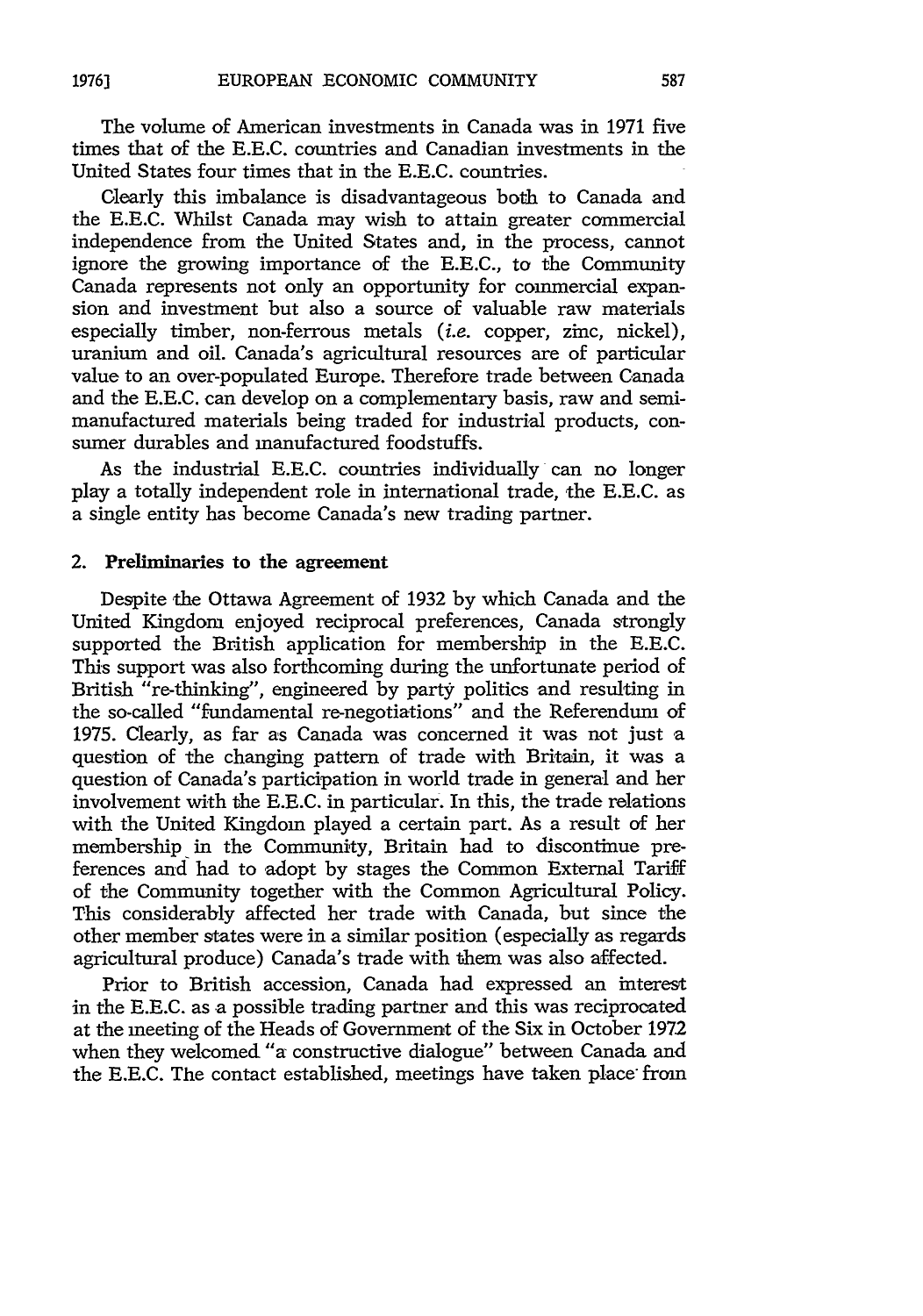The volume of American investments in Canada was in 1971 five times that of the E.E.C. countries and Canadian investments in the United States four times that in the E.E.C. countries.

Clearly this imbalance is disadvantageous both to Canada and the E.E.C. Whilst Canada may wish to attain greater commercial independence from the United States and, in the process, cannot ignore the growing importance of the E.E.C., to the Community Canada represents not only an opportunity for commercial expansion and investment but also a source of valuable raw materials especially timber, non-ferrous metals (*i.e.* copper, zinc, nickel), uranium and oil. Canada's agricultural resources are of particular value to an over-populated Europe. Therefore trade between Canada and the E.E.C. can develop on a complementary basis, raw and semi-manufactured materials being traded for industrial products, consumer durables and manufactured foodstuffs.

As the industrial E.E.C. countries individually can no longer play a totally independent role in international trade, the E.E.C. as a single entity has become Canada's new trading partner.

## 2. Preliminaries to the agreement

Despite the Ottawa Agreement of 1932 by which Canada and the United Kingdom enjoyed reciprocal preferences, Canada strongly supported the British application for membership in the E.E.C. This support was also forthcoming during the unfortunate period of British "re-thinking", engineered by party politics and resulting in the so-called "fundamental re-negotiations" and the Referendum of 1975. Clearly, as far as Canada was concerned it was not just a question of the changing pattern of trade with Britain, it was a question of Canada's participation in world trade in general and her involvement with the E.E.C. in particular. In this, the trade relations with the United Kingdom played a certain part. As a result of her membership in the Community, Britain had to discontinue preferences and had to adopt by stages the Common External Tariff of the Community together with the Common Agricultural Policy. This considerably affected her trade with Canada, but since the other member states were in a similar position (especially as regards agricultural produce) Canada's trade with them was also affected.

Prior to British accession, Canada had expressed an interest in the E.E.C. as a possible trading partner and this was reciprocated at the meeting of the Heads of Government of the Six in October 1972 when they welcomed "a constructive dialogue" between Canada and the E.E.C. The contact established, meetings have taken place from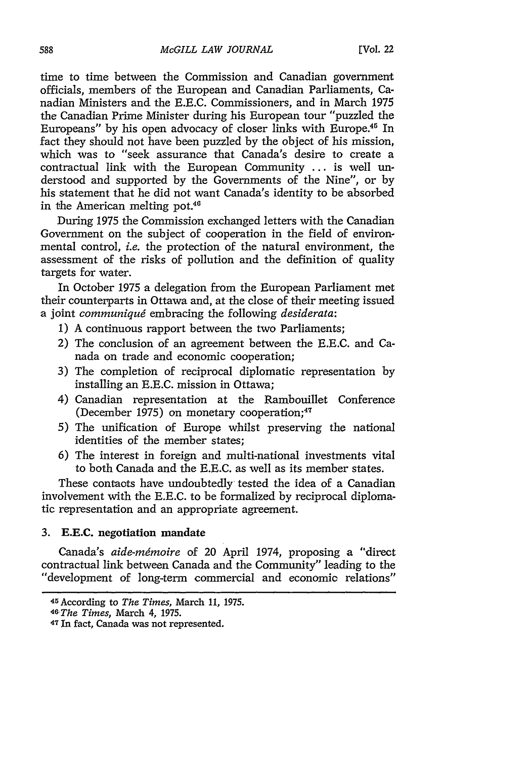time to time between the Commission and Canadian government officials, members of the European and Canadian Parliaments, Canadian Ministers and the E.E.C. Commissioners, and in March 1975 the Canadian Prime Minister during his European tour "puzzled the Europeans" by his open advocacy of closer links with Europe.[45] In fact they should not have been puzzled by the object of his mission, which was to "seek assurance that Canada's desire to create a contractual link with the European Community ... is well understood and supported by the Governments of the Nine", or by his statement that he did not want Canada's identity to be absorbed in the American melting pot.[46]

During 1975 the Commission exchanged letters with the Canadian Government on the subject of cooperation in the field of environmental control, *i.e.* the protection of the natural environment, the assessment of the risks of pollution and the definition of quality targets for water.

In October 1975 a delegation from the European Parliament met their counterparts in Ottawa and, at the close of their meeting issued a joint *communiqué* embracing the following *desiderata*:

1) A continuous rapport between the two Parliaments;
2) The conclusion of an agreement between the E.E.C. and Canada on trade and economic cooperation;
3) The completion of reciprocal diplomatic representation by installing an E.E.C. mission in Ottawa;
4) Canadian representation at the Rambouillet Conference (December 1975) on monetary cooperation;[47]
5) The unification of Europe whilst preserving the national identities of the member states;
6) The interest in foreign and multi-national investments vital to both Canada and the E.E.C. as well as its member states.

These contacts have undoubtedly tested the idea of a Canadian involvement with the E.E.C. to be formalized by reciprocal diplomatic representation and an appropriate agreement.

### 3. E.E.C. negotiation mandate

Canada's *aide-mémoire* of 20 April 1974, proposing a "direct contractual link between Canada and the Community" leading to the "development of long-term commercial and economic relations"

---

[45] According to *The Times*, March 11, 1975.

[46] *The Times*, March 4, 1975.

[47] In fact, Canada was not represented.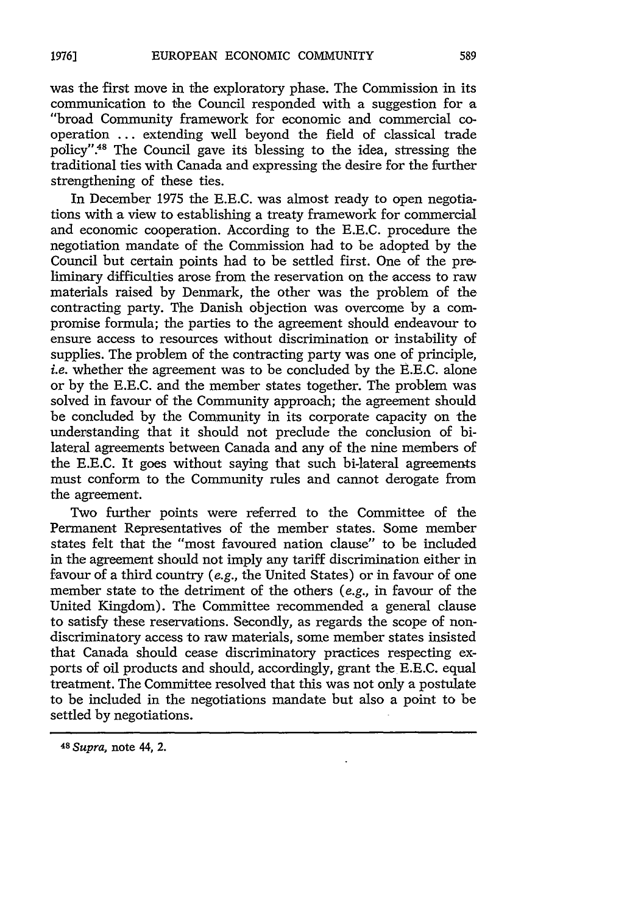was the first move in the exploratory phase. The Commission in its communication to the Council responded with a suggestion for a "broad Community framework for economic and commercial co-operation ... extending well beyond the field of classical trade policy".[48] The Council gave its blessing to the idea, stressing the traditional ties with Canada and expressing the desire for the further strengthening of these ties.

In December 1975 the E.E.C. was almost ready to open negotiations with a view to establishing a treaty framework for commercial and economic cooperation. According to the E.E.C. procedure the negotiation mandate of the Commission had to be adopted by the Council but certain points had to be settled first. One of the preliminary difficulties arose from the reservation on the access to raw materials raised by Denmark, the other was the problem of the contracting party. The Danish objection was overcome by a compromise formula; the parties to the agreement should endeavour to ensure access to resources without discrimination or instability of supplies. The problem of the contracting party was one of principle, *i.e.* whether the agreement was to be concluded by the E.E.C. alone or by the E.E.C. and the member states together. The problem was solved in favour of the Community approach; the agreement should be concluded by the Community in its corporate capacity on the understanding that it should not preclude the conclusion of bi-lateral agreements between Canada and any of the nine members of the E.E.C. It goes without saying that such bi-lateral agreements must conform to the Community rules and cannot derogate from the agreement.

Two further points were referred to the Committee of the Permanent Representatives of the member states. Some member states felt that the "most favoured nation clause" to be included in the agreement should not imply any tariff discrimination either in favour of a third country (*e.g.*, the United States) or in favour of one member state to the detriment of the others (*e.g.*, in favour of the United Kingdom). The Committee recommended a general clause to satisfy these reservations. Secondly, as regards the scope of non-discriminatory access to raw materials, some member states insisted that Canada should cease discriminatory practices respecting exports of oil products and should, accordingly, grant the E.E.C. equal treatment. The Committee resolved that this was not only a postulate to be included in the negotiations mandate but also a point to be settled by negotiations.

---

[48] *Supra*, note 44, 2.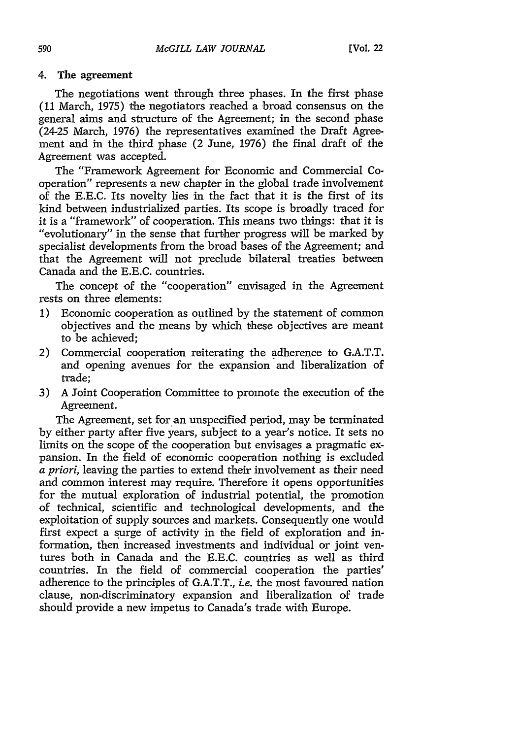### 4. The agreement

The negotiations went through three phases. In the first phase (11 March, 1975) the negotiators reached a broad consensus on the general aims and structure of the Agreement; in the second phase (24-25 March, 1976) the representatives examined the Draft Agreement and in the third phase (2 June, 1976) the final draft of the Agreement was accepted.

The "Framework Agreement for Economic and Commercial Cooperation" represents a new chapter in the global trade involvement of the E.E.C. Its novelty lies in the fact that it is the first of its kind between industrialized parties. Its scope is broadly traced for it is a "framework" of cooperation. This means two things: that it is "evolutionary" in the sense that further progress will be marked by specialist developments from the broad bases of the Agreement; and that the Agreement will not preclude bilateral treaties between Canada and the E.E.C. countries.

The concept of the "cooperation" envisaged in the Agreement rests on three elements:

1) Economic cooperation as outlined by the statement of common objectives and the means by which these objectives are meant to be achieved;
2) Commercial cooperation reiterating the adherence to G.A.T.T. and opening avenues for the expansion and liberalization of trade;
3) A Joint Cooperation Committee to promote the execution of the Agreement.

The Agreement, set for an unspecified period, may be terminated by either party after five years, subject to a year's notice. It sets no limits on the scope of the cooperation but envisages a pragmatic expansion. In the field of economic cooperation nothing is excluded *a priori*, leaving the parties to extend their involvement as their need and common interest may require. Therefore it opens opportunities for the mutual exploration of industrial potential, the promotion of technical, scientific and technological developments, and the exploitation of supply sources and markets. Consequently one would first expect a surge of activity in the field of exploration and information, then increased investments and individual or joint ventures both in Canada and the E.E.C. countries as well as third countries. In the field of commercial cooperation the parties' adherence to the principles of G.A.T.T., *i.e.* the most favoured nation clause, non-discriminatory expansion and liberalization of trade should provide a new impetus to Canada's trade with Europe.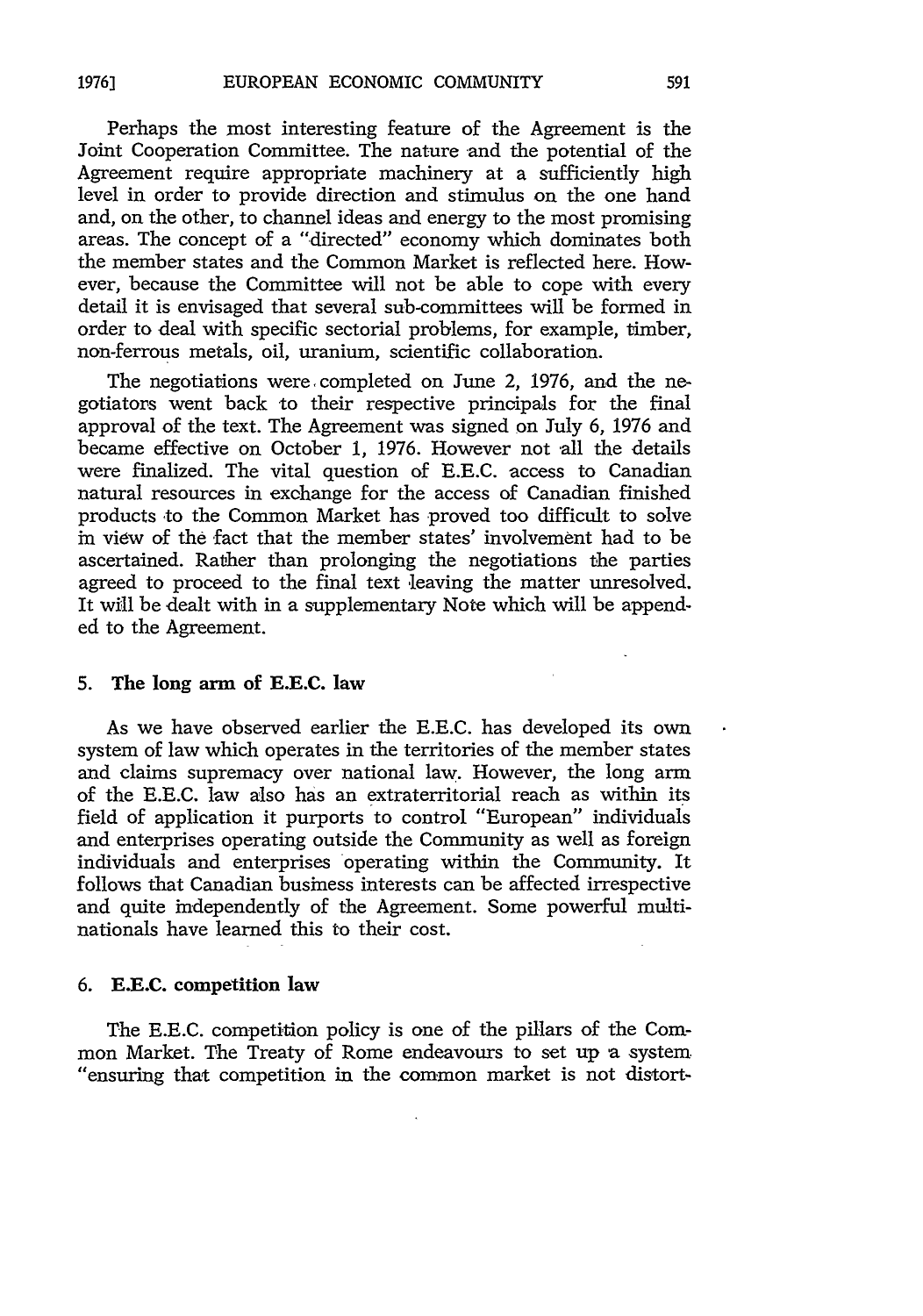Perhaps the most interesting feature of the Agreement is the Joint Cooperation Committee. The nature and the potential of the Agreement require appropriate machinery at a sufficiently high level in order to provide direction and stimulus on the one hand and, on the other, to channel ideas and energy to the most promising areas. The concept of a "directed" economy which dominates both the member states and the Common Market is reflected here. However, because the Committee will not be able to cope with every detail it is envisaged that several sub-committees will be formed in order to deal with specific sectorial problems, for example, timber, non-ferrous metals, oil, uranium, scientific collaboration.

The negotiations were completed on June 2, 1976, and the negotiators went back to their respective principals for the final approval of the text. The Agreement was signed on July 6, 1976 and became effective on October 1, 1976. However not all the details were finalized. The vital question of E.E.C. access to Canadian natural resources in exchange for the access of Canadian finished products to the Common Market has proved too difficult to solve in view of the fact that the member states' involvement had to be ascertained. Rather than prolonging the negotiations the parties agreed to proceed to the final text leaving the matter unresolved. It will be dealt with in a supplementary Note which will be appended to the Agreement.

### 5. The long arm of E.E.C. law

As we have observed earlier the E.E.C. has developed its own system of law which operates in the territories of the member states and claims supremacy over national law. However, the long arm of the E.E.C. law also has an extraterritorial reach as within its field of application it purports to control "European" individuals and enterprises operating outside the Community as well as foreign individuals and enterprises operating within the Community. It follows that Canadian business interests can be affected irrespective and quite independently of the Agreement. Some powerful multinationals have learned this to their cost.

### 6. E.E.C. competition law

The E.E.C. competition policy is one of the pillars of the Common Market. The Treaty of Rome endeavours to set up a system "ensuring that competition in the common market is not distort-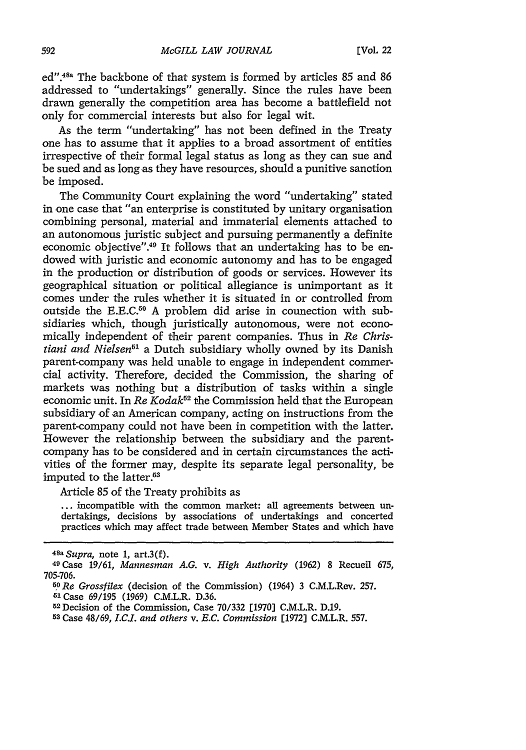ed".[48a] The backbone of that system is formed by articles 85 and 86 addressed to "undertakings" generally. Since the rules have been drawn generally the competition area has become a battlefield not only for commercial interests but also for legal wit.

As the term "undertaking" has not been defined in the Treaty one has to assume that it applies to a broad assortment of entities irrespective of their formal legal status as long as they can sue and be sued and as long as they have resources, should a punitive sanction be imposed.

The Community Court explaining the word "undertaking" stated in one case that "an enterprise is constituted by unitary organisation combining personal, material and immaterial elements attached to an autonomous juristic subject and pursuing permanently a definite economic objective".[49] It follows that an undertaking has to be endowed with juristic and economic autonomy and has to be engaged in the production or distribution of goods or services. However its geographical situation or political allegiance is unimportant as it comes under the rules whether it is situated in or controlled from outside the E.E.C.[50] A problem did arise in connection with subsidiaries which, though juristically autonomous, were not economically independent of their parent companies. Thus in *Re Christiani and Nielsen*[51] a Dutch subsidiary wholly owned by its Danish parent-company was held unable to engage in independent commercial activity. Therefore, decided the Commission, the sharing of markets was nothing but a distribution of tasks within a single economic unit. In *Re Kodak*[52] the Commission held that the European subsidiary of an American company, acting on instructions from the parent-company could not have been in competition with the latter. However the relationship between the subsidiary and the parent-company has to be considered and in certain circumstances the activities of the former may, despite its separate legal personality, be imputed to the latter.[53]

Article 85 of the Treaty prohibits as

> ... incompatible with the common market: all agreements between undertakings, decisions by associations of undertakings and concerted practices which may affect trade between Member States and which have

---

[48a] *Supra*, note 1, art.3(f).

[49] Case 19/61, *Mannesman A.G.* v. *High Authority* (1962) 8 Recueil 675, 705-706.

[50] *Re Grossfilex* (decision of the Commission) (1964) 3 C.M.L.Rev. 257.

[51] Case 69/195 (1969) C.M.L.R. D.36.

[52] Decision of the Commission, Case 70/332 [1970] C.M.L.R. D.19.

[53] Case 48/69, *I.C.I. and others* v. *E.C. Commission* [1972] C.M.L.R. 557.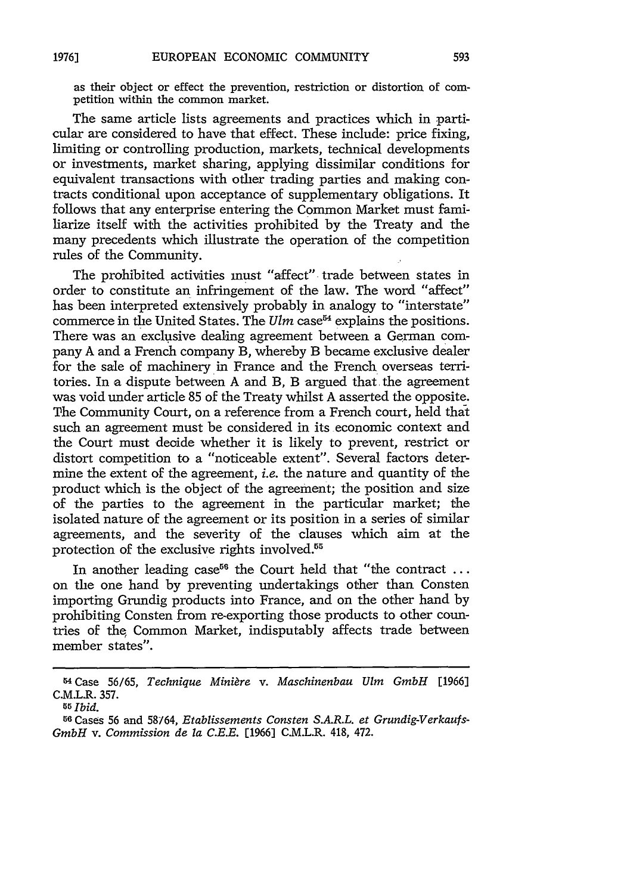as their object or effect the prevention, restriction or distortion of competition within the common market.

The same article lists agreements and practices which in particular are considered to have that effect. These include: price fixing, limiting or controlling production, markets, technical developments or investments, market sharing, applying dissimilar conditions for equivalent transactions with other trading parties and making contracts conditional upon acceptance of supplementary obligations. It follows that any enterprise entering the Common Market must familiarize itself with the activities prohibited by the Treaty and the many precedents which illustrate the operation of the competition rules of the Community.

The prohibited activities must "affect" trade between states in order to constitute an infringement of the law. The word "affect" has been interpreted extensively probably in analogy to "interstate" commerce in the United States. The *Ulm* case[54] explains the positions. There was an exclusive dealing agreement between a German company A and a French company B, whereby B became exclusive dealer for the sale of machinery in France and the French overseas territories. In a dispute between A and B, B argued that the agreement was void under article 85 of the Treaty whilst A asserted the opposite. The Community Court, on a reference from a French court, held that such an agreement must be considered in its economic context and the Court must decide whether it is likely to prevent, restrict or distort competition to a "noticeable extent". Several factors determine the extent of the agreement, *i.e.* the nature and quantity of the product which is the object of the agreement; the position and size of the parties to the agreement in the particular market; the isolated nature of the agreement or its position in a series of similar agreements, and the severity of the clauses which aim at the protection of the exclusive rights involved.[55]

In another leading case[56] the Court held that "the contract ... on the one hand by preventing undertakings other than Consten importing Grundig products into France, and on the other hand by prohibiting Consten from re-exporting those products to other countries of the Common Market, indisputably affects trade between member states".

---

[54] Case 56/65, *Technique Minière* v. *Maschinenbau Ulm GmbH* [1966] C.M.L.R. 357.

[55] *Ibid.*

[56] Cases 56 and 58/64, *Etablissements Consten S.A.R.L. et Grundig-Verkaufs-GmbH* v. *Commission de la C.E.E.* [1966] C.M.L.R. 418, 472.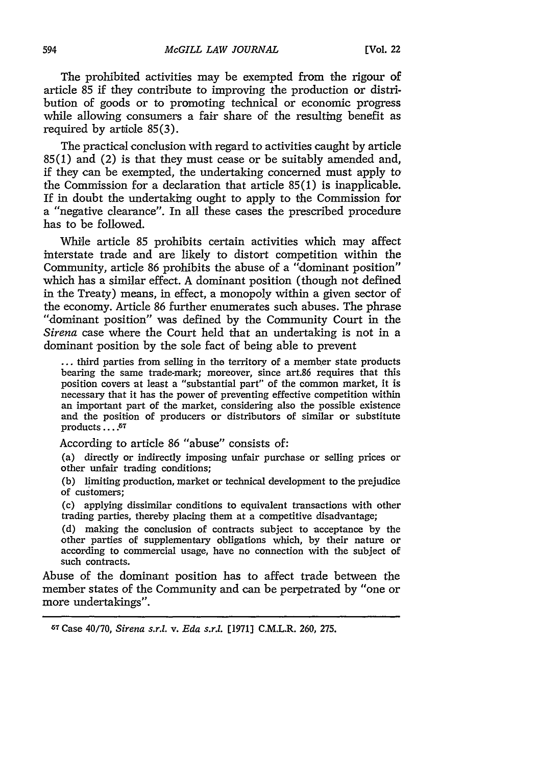The prohibited activities may be exempted from the rigour of article 85 if they contribute to improving the production or distribution of goods or to promoting technical or economic progress while allowing consumers a fair share of the resulting benefit as required by article 85(3).

The practical conclusion with regard to activities caught by article 85(1) and (2) is that they must cease or be suitably amended and, if they can be exempted, the undertaking concerned must apply to the Commission for a declaration that article 85(1) is inapplicable. If in doubt the undertaking ought to apply to the Commission for a "negative clearance". In all these cases the prescribed procedure has to be followed.

While article 85 prohibits certain activities which may affect interstate trade and are likely to distort competition within the Community, article 86 prohibits the abuse of a "dominant position" which has a similar effect. A dominant position (though not defined in the Treaty) means, in effect, a monopoly within a given sector of the economy. Article 86 further enumerates such abuses. The phrase "dominant position" was defined by the Community Court in the *Sirena* case where the Court held that an undertaking is not in a dominant position by the sole fact of being able to prevent

> ... third parties from selling in the territory of a member state products bearing the same trade-mark; moreover, since art.86 requires that this position covers at least a "substantial part" of the common market, it is necessary that it has the power of preventing effective competition within an important part of the market, considering also the possible existence and the position of producers or distributors of similar or substitute products ....[57]

According to article 86 "abuse" consists of:

> (a) directly or indirectly imposing unfair purchase or selling prices or other unfair trading conditions;
>
> (b) limiting production, market or technical development to the prejudice of customers;
>
> (c) applying dissimilar conditions to equivalent transactions with other trading parties, thereby placing them at a competitive disadvantage;
>
> (d) making the conclusion of contracts subject to acceptance by the other parties of supplementary obligations which, by their nature or according to commercial usage, have no connection with the subject of such contracts.

Abuse of the dominant position has to affect trade between the member states of the Community and can be perpetrated by "one or more undertakings".

---

[57] Case 40/70, *Sirena s.r.l. v. Eda s.r.l.* [1971] C.M.L.R. 260, 275.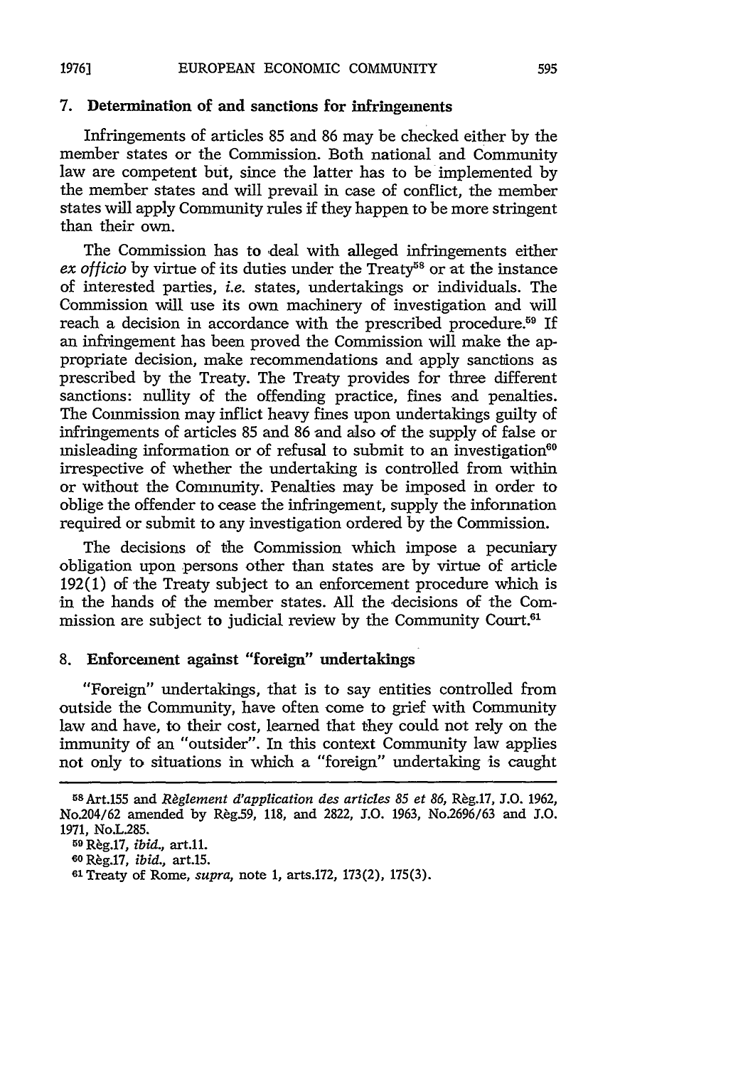### 7. Determination of and sanctions for infringements

Infringements of articles 85 and 86 may be checked either by the member states or the Commission. Both national and Community law are competent but, since the latter has to be implemented by the member states and will prevail in case of conflict, the member states will apply Community rules if they happen to be more stringent than their own.

The Commission has to deal with alleged infringements either *ex officio* by virtue of its duties under the Treaty[58] or at the instance of interested parties, *i.e.* states, undertakings or individuals. The Commission will use its own machinery of investigation and will reach a decision in accordance with the prescribed procedure.[59] If an infringement has been proved the Commission will make the appropriate decision, make recommendations and apply sanctions as prescribed by the Treaty. The Treaty provides for three different sanctions: nullity of the offending practice, fines and penalties. The Commission may inflict heavy fines upon undertakings guilty of infringements of articles 85 and 86 and also of the supply of false or misleading information or of refusal to submit to an investigation[60] irrespective of whether the undertaking is controlled from within or without the Community. Penalties may be imposed in order to oblige the offender to cease the infringement, supply the information required or submit to any investigation ordered by the Commission.

The decisions of the Commission which impose a pecuniary obligation upon persons other than states are by virtue of article 192(1) of the Treaty subject to an enforcement procedure which is in the hands of the member states. All the decisions of the Commission are subject to judicial review by the Community Court.[61]

### 8. Enforcement against "foreign" undertakings

"Foreign" undertakings, that is to say entities controlled from outside the Community, have often come to grief with Community law and have, to their cost, learned that they could not rely on the immunity of an "outsider". In this context Community law applies not only to situations in which a "foreign" undertaking is caught

---

[58] Art.155 and *Règlement d'application des articles 85 et 86*, Règ.17, J.O. 1962, No.204/62 amended by Règ.59, 118, and 2822, J.O. 1963, No.2696/63 and J.O. 1971, No.L.285.

[59] Règ.17, *ibid.*, art.11.

[60] Règ.17, *ibid.*, art.15.

[61] Treaty of Rome, *supra*, note 1, arts.172, 173(2), 175(3).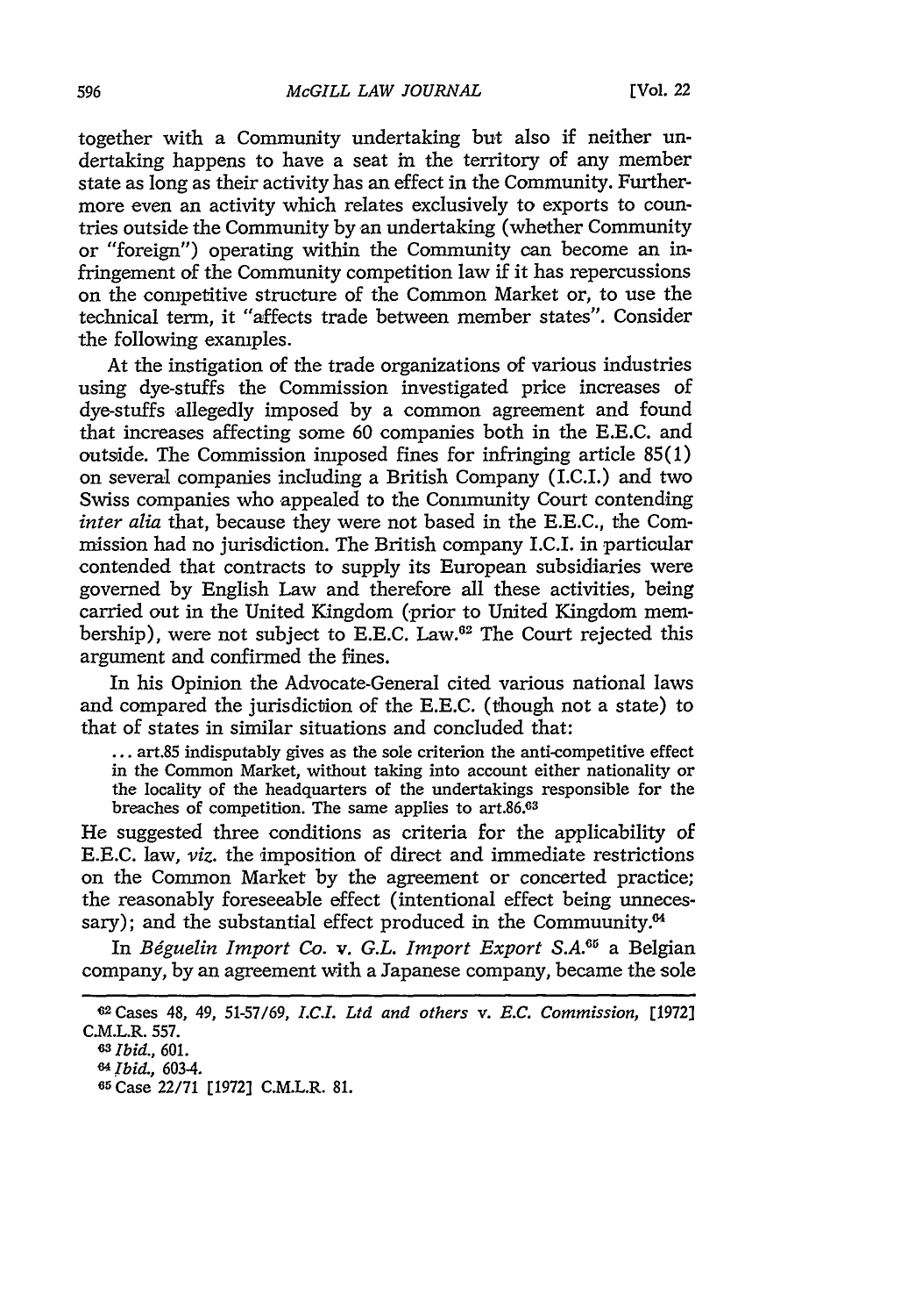together with a Community undertaking but also if neither undertaking happens to have a seat in the territory of any member state as long as their activity has an effect in the Community. Furthermore even an activity which relates exclusively to exports to countries outside the Community by an undertaking (whether Community or "foreign") operating within the Community can become an infringement of the Community competition law if it has repercussions on the competitive structure of the Common Market or, to use the technical term, it "affects trade between member states". Consider the following examples.

At the instigation of the trade organizations of various industries using dye-stuffs the Commission investigated price increases of dye-stuffs allegedly imposed by a common agreement and found that increases affecting some 60 companies both in the E.E.C. and outside. The Commission imposed fines for infringing article 85(1) on several companies including a British Company (I.C.I.) and two Swiss companies who appealed to the Community Court contending *inter alia* that, because they were not based in the E.E.C., the Commission had no jurisdiction. The British company I.C.I. in particular contended that contracts to supply its European subsidiaries were governed by English Law and therefore all these activities, being carried out in the United Kingdom (prior to United Kingdom membership), were not subject to E.E.C. Law.[62] The Court rejected this argument and confirmed the fines.

In his Opinion the Advocate-General cited various national laws and compared the jurisdiction of the E.E.C. (though not a state) to that of states in similar situations and concluded that:

> ... art.85 indisputably gives as the sole criterion the anti-competitive effect in the Common Market, without taking into account either nationality or the locality of the headquarters of the undertakings responsible for the breaches of competition. The same applies to art.86.[63]

He suggested three conditions as criteria for the applicability of E.E.C. law, *viz.* the imposition of direct and immediate restrictions on the Common Market by the agreement or concerted practice; the reasonably foreseeable effect (intentional effect being unnecessary); and the substantial effect produced in the Commuunity.[64]

In *Béguelin Import Co. v. G.L. Import Export S.A.*[65] a Belgian company, by an agreement with a Japanese company, became the sole

---

[62] Cases 48, 49, 51-57/69, *I.C.I. Ltd and others v. E.C. Commission*, [1972] C.M.L.R. 557.

[63] *Ibid.*, 601.

[64] *Ibid.*, 603-4.

[65] Case 22/71 [1972] C.M.L.R. 81.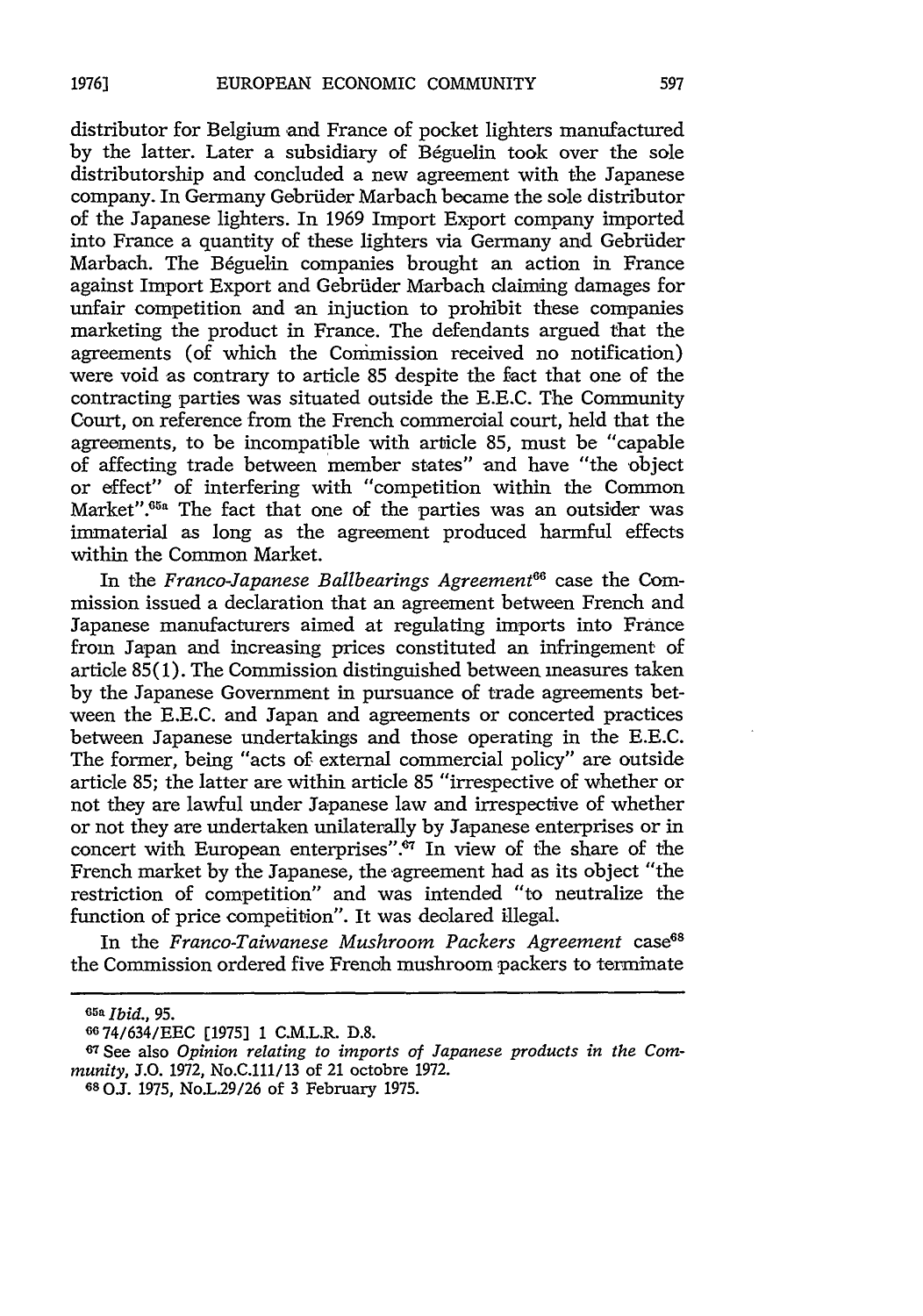distributor for Belgium and France of pocket lighters manufactured by the latter. Later a subsidiary of Béguelin took over the sole distributorship and concluded a new agreement with the Japanese company. In Germany Gebrüder Marbach became the sole distributor of the Japanese lighters. In 1969 Import Export company imported into France a quantity of these lighters via Germany and Gebrüder Marbach. The Béguelin companies brought an action in France against Import Export and Gebrüder Marbach claiming damages for unfair competition and an injuction to prohibit these companies marketing the product in France. The defendants argued that the agreements (of which the Commission received no notification) were void as contrary to article 85 despite the fact that one of the contracting parties was situated outside the E.E.C. The Community Court, on reference from the French commercial court, held that the agreements, to be incompatible with article 85, must be "capable of affecting trade between member states" and have "the object or effect" of interfering with "competition within the Common Market".[65a] The fact that one of the parties was an outsider was immaterial as long as the agreement produced harmful effects within the Common Market.

In the *Franco-Japanese Ballbearings Agreement*[66] case the Commission issued a declaration that an agreement between French and Japanese manufacturers aimed at regulating imports into France from Japan and increasing prices constituted an infringement of article 85(1). The Commission distinguished between measures taken by the Japanese Government in pursuance of trade agreements between the E.E.C. and Japan and agreements or concerted practices between Japanese undertakings and those operating in the E.E.C. The former, being "acts of external commercial policy" are outside article 85; the latter are within article 85 "irrespective of whether or not they are lawful under Japanese law and irrespective of whether or not they are undertaken unilaterally by Japanese enterprises or in concert with European enterprises".[67] In view of the share of the French market by the Japanese, the agreement had as its object "the restriction of competition" and was intended "to neutralize the function of price competition". It was declared illegal.

In the *Franco-Taiwanese Mushroom Packers Agreement* case[68] the Commission ordered five French mushroom packers to terminate

---

[65a] *Ibid.*, 95.

[66] 74/634/EEC [1975] 1 C.M.L.R. D.8.

[67] See also *Opinion relating to imports of Japanese products in the Community*, J.O. 1972, No.C.111/13 of 21 octobre 1972.

[68] O.J. 1975, No.L.29/26 of 3 February 1975.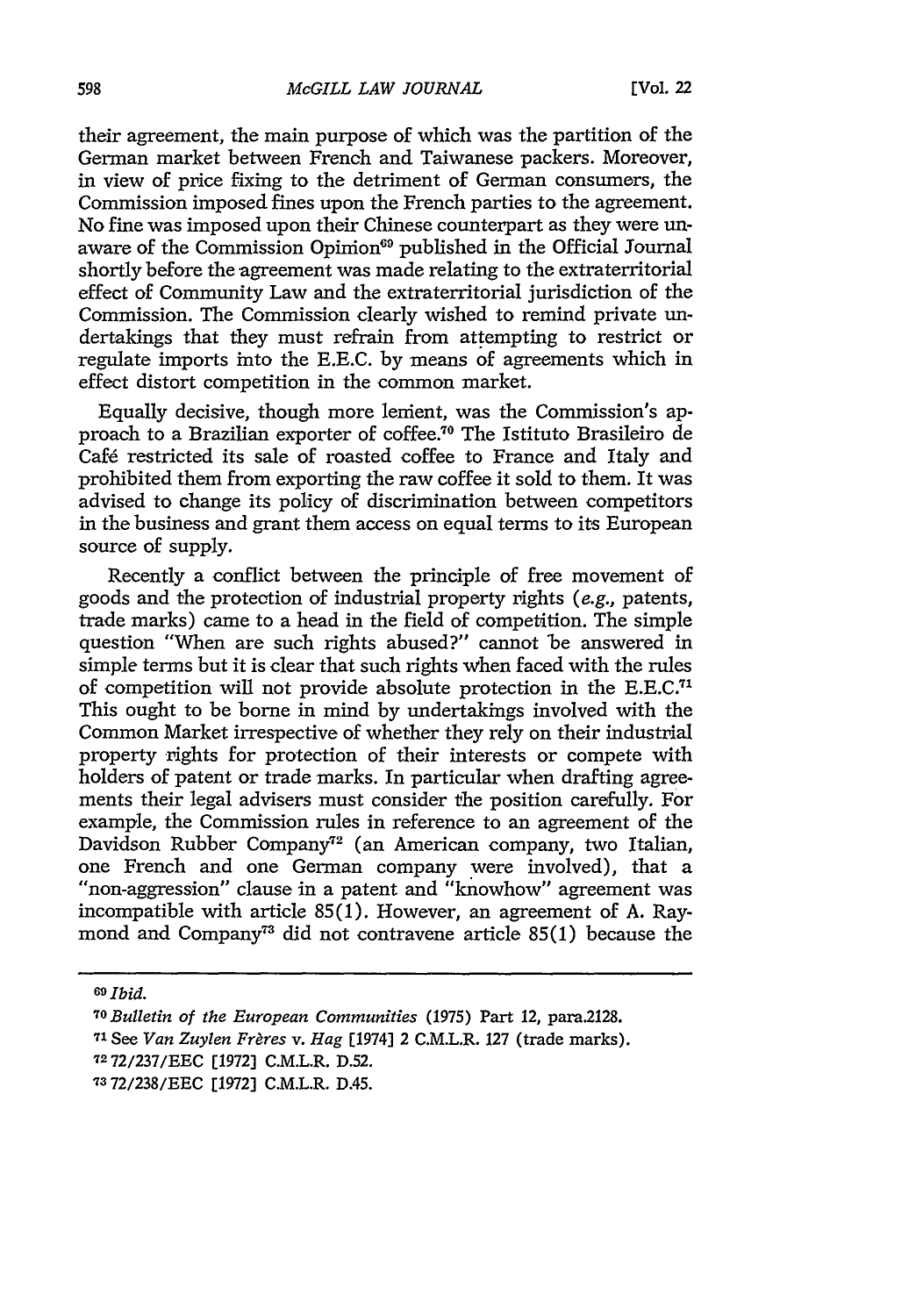their agreement, the main purpose of which was the partition of the German market between French and Taiwanese packers. Moreover, in view of price fixing to the detriment of German consumers, the Commission imposed fines upon the French parties to the agreement. No fine was imposed upon their Chinese counterpart as they were unaware of the Commission Opinion[69] published in the Official Journal shortly before the agreement was made relating to the extraterritorial effect of Community Law and the extraterritorial jurisdiction of the Commission. The Commission clearly wished to remind private undertakings that they must refrain from attempting to restrict or regulate imports into the E.E.C. by means of agreements which in effect distort competition in the common market.

Equally decisive, though more lenient, was the Commission's approach to a Brazilian exporter of coffee.[70] The Istituto Brasileiro de Café restricted its sale of roasted coffee to France and Italy and prohibited them from exporting the raw coffee it sold to them. It was advised to change its policy of discrimination between competitors in the business and grant them access on equal terms to its European source of supply.

Recently a conflict between the principle of free movement of goods and the protection of industrial property rights (*e.g.*, patents, trade marks) came to a head in the field of competition. The simple question "When are such rights abused?" cannot be answered in simple terms but it is clear that such rights when faced with the rules of competition will not provide absolute protection in the E.E.C.[71] This ought to be borne in mind by undertakings involved with the Common Market irrespective of whether they rely on their industrial property rights for protection of their interests or compete with holders of patent or trade marks. In particular when drafting agreements their legal advisers must consider the position carefully. For example, the Commission rules in reference to an agreement of the Davidson Rubber Company[72] (an American company, two Italian, one French and one German company were involved), that a "non-aggression" clause in a patent and "knowhow" agreement was incompatible with article 85(1). However, an agreement of A. Raymond and Company[73] did not contravene article 85(1) because the

---

[69] *Ibid.*

[70] *Bulletin of the European Communities* (1975) Part 12, para.2128.

[71] See *Van Zuylen Frères v. Hag* [1974] 2 C.M.L.R. 127 (trade marks).

[72] 72/237/EEC [1972] C.M.L.R. D.52.

[73] 72/238/EEC [1972] C.M.L.R. D.45.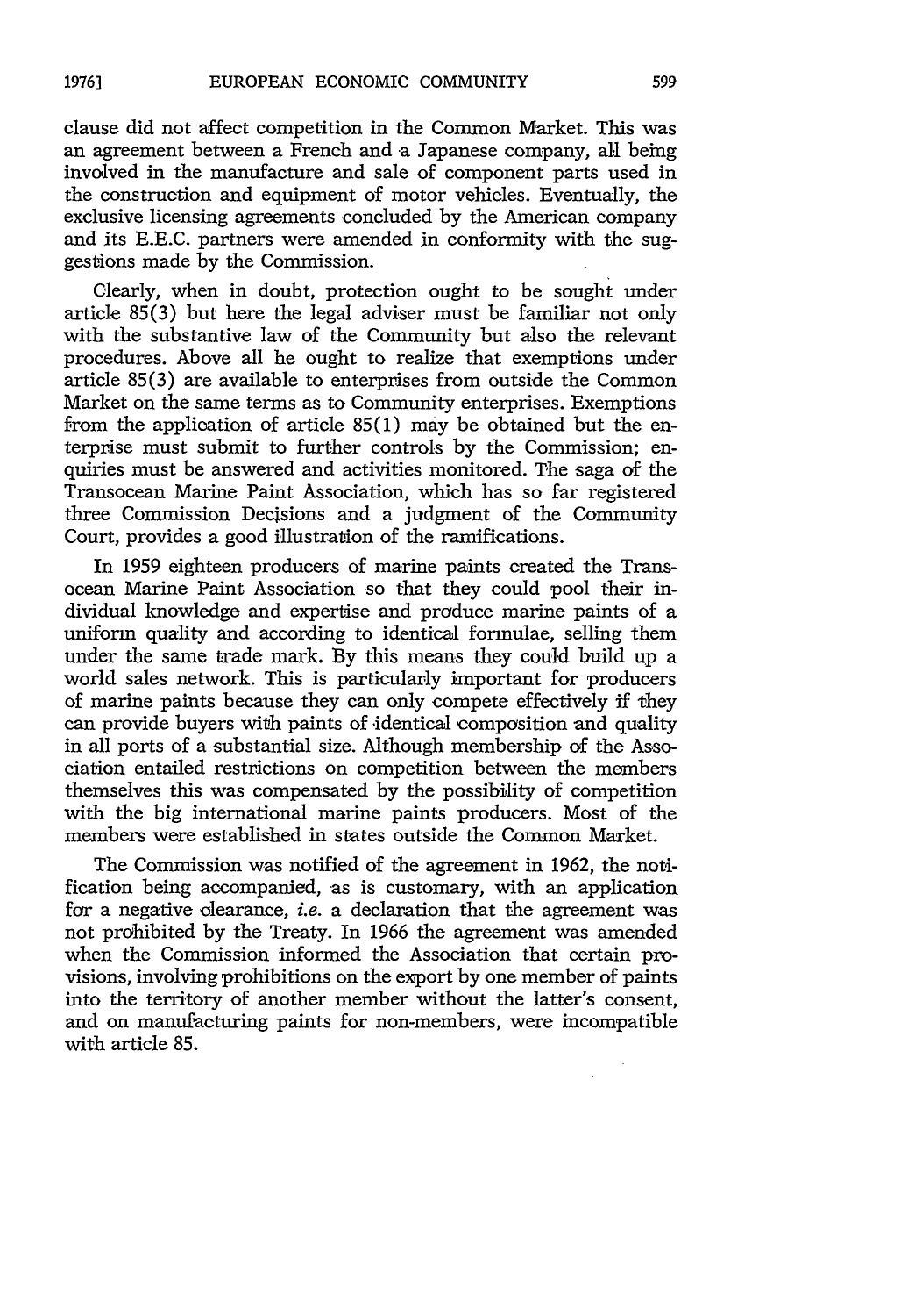clause did not affect competition in the Common Market. This was an agreement between a French and a Japanese company, all being involved in the manufacture and sale of component parts used in the construction and equipment of motor vehicles. Eventually, the exclusive licensing agreements concluded by the American company and its E.E.C. partners were amended in conformity with the suggestions made by the Commission.

Clearly, when in doubt, protection ought to be sought under article 85(3) but here the legal adviser must be familiar not only with the substantive law of the Community but also the relevant procedures. Above all he ought to realize that exemptions under article 85(3) are available to enterprises from outside the Common Market on the same terms as to Community enterprises. Exemptions from the application of article 85(1) may be obtained but the enterprise must submit to further controls by the Commission; enquiries must be answered and activities monitored. The saga of the Transocean Marine Paint Association, which has so far registered three Commission Decisions and a judgment of the Community Court, provides a good illustration of the ramifications.

In 1959 eighteen producers of marine paints created the Transocean Marine Paint Association so that they could pool their individual knowledge and expertise and produce marine paints of a uniform quality and according to identical formulae, selling them under the same trade mark. By this means they could build up a world sales network. This is particularly important for producers of marine paints because they can only compete effectively if they can provide buyers with paints of identical composition and quality in all ports of a substantial size. Although membership of the Association entailed restrictions on competition between the members themselves this was compensated by the possibility of competition with the big international marine paints producers. Most of the members were established in states outside the Common Market.

The Commission was notified of the agreement in 1962, the notification being accompanied, as is customary, with an application for a negative clearance, *i.e.* a declaration that the agreement was not prohibited by the Treaty. In 1966 the agreement was amended when the Commission informed the Association that certain provisions, involving prohibitions on the export by one member of paints into the territory of another member without the latter's consent, and on manufacturing paints for non-members, were incompatible with article 85.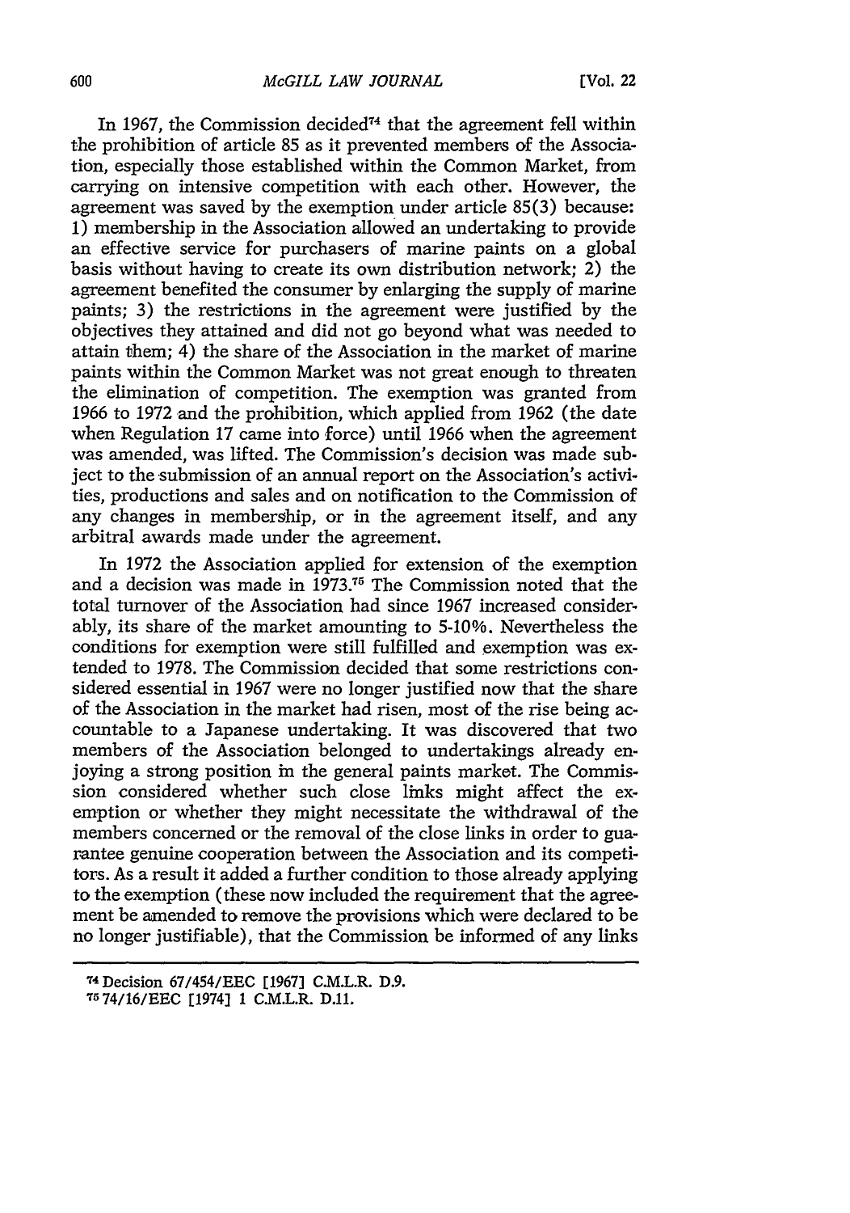In 1967, the Commission decided[74] that the agreement fell within the prohibition of article 85 as it prevented members of the Association, especially those established within the Common Market, from carrying on intensive competition with each other. However, the agreement was saved by the exemption under article 85(3) because: 1) membership in the Association allowed an undertaking to provide an effective service for purchasers of marine paints on a global basis without having to create its own distribution network; 2) the agreement benefited the consumer by enlarging the supply of marine paints; 3) the restrictions in the agreement were justified by the objectives they attained and did not go beyond what was needed to attain them; 4) the share of the Association in the market of marine paints within the Common Market was not great enough to threaten the elimination of competition. The exemption was granted from 1966 to 1972 and the prohibition, which applied from 1962 (the date when Regulation 17 came into force) until 1966 when the agreement was amended, was lifted. The Commission's decision was made subject to the submission of an annual report on the Association's activities, productions and sales and on notification to the Commission of any changes in membership, or in the agreement itself, and any arbitral awards made under the agreement.

In 1972 the Association applied for extension of the exemption and a decision was made in 1973.[75] The Commission noted that the total turnover of the Association had since 1967 increased considerably, its share of the market amounting to 5-10%. Nevertheless the conditions for exemption were still fulfilled and exemption was extended to 1978. The Commission decided that some restrictions considered essential in 1967 were no longer justified now that the share of the Association in the market had risen, most of the rise being accountable to a Japanese undertaking. It was discovered that two members of the Association belonged to undertakings already enjoying a strong position in the general paints market. The Commission considered whether such close links might affect the exemption or whether they might necessitate the withdrawal of the members concerned or the removal of the close links in order to guarantee genuine cooperation between the Association and its competitors. As a result it added a further condition to those already applying to the exemption (these now included the requirement that the agreement be amended to remove the provisions which were declared to be no longer justifiable), that the Commission be informed of any links

---

[74] Decision 67/454/EEC [1967] C.M.L.R. D.9.

[75] 74/16/EEC [1974] 1 C.M.L.R. D.11.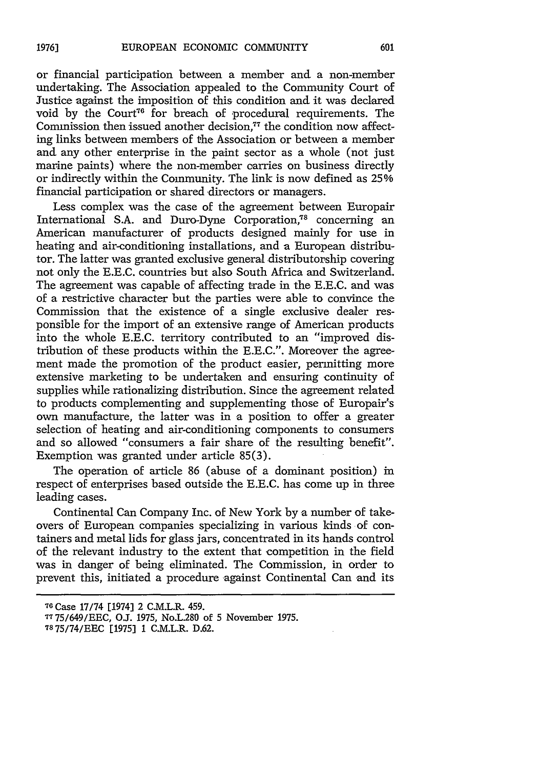or financial participation between a member and a non-member undertaking. The Association appealed to the Community Court of Justice against the imposition of this condition and it was declared void by the Court[76] for breach of procedural requirements. The Commission then issued another decision,[77] the condition now affecting links between members of the Association or between a member and any other enterprise in the paint sector as a whole (not just marine paints) where the non-member carries on business directly or indirectly within the Community. The link is now defined as 25% financial participation or shared directors or managers.

Less complex was the case of the agreement between Europair International S.A. and Duro-Dyne Corporation,[78] concerning an American manufacturer of products designed mainly for use in heating and air-conditioning installations, and a European distributor. The latter was granted exclusive general distributorship covering not only the E.E.C. countries but also South Africa and Switzerland. The agreement was capable of affecting trade in the E.E.C. and was of a restrictive character but the parties were able to convince the Commission that the existence of a single exclusive dealer responsible for the import of an extensive range of American products into the whole E.E.C. territory contributed to an "improved distribution of these products within the E.E.C.". Moreover the agreement made the promotion of the product easier, permitting more extensive marketing to be undertaken and ensuring continuity of supplies while rationalizing distribution. Since the agreement related to products complementing and supplementing those of Europair's own manufacture, the latter was in a position to offer a greater selection of heating and air-conditioning components to consumers and so allowed "consumers a fair share of the resulting benefit". Exemption was granted under article 85(3).

The operation of article 86 (abuse of a dominant position) in respect of enterprises based outside the E.E.C. has come up in three leading cases.

Continental Can Company Inc. of New York by a number of takeovers of European companies specializing in various kinds of containers and metal lids for glass jars, concentrated in its hands control of the relevant industry to the extent that competition in the field was in danger of being eliminated. The Commission, in order to prevent this, initiated a procedure against Continental Can and its

---

[76] Case 17/74 [1974] 2 C.M.L.R. 459.

[77] 75/649/EEC, O.J. 1975, No.L.280 of 5 November 1975.

[78] 75/74/EEC [1975] 1 C.M.L.R. D.62.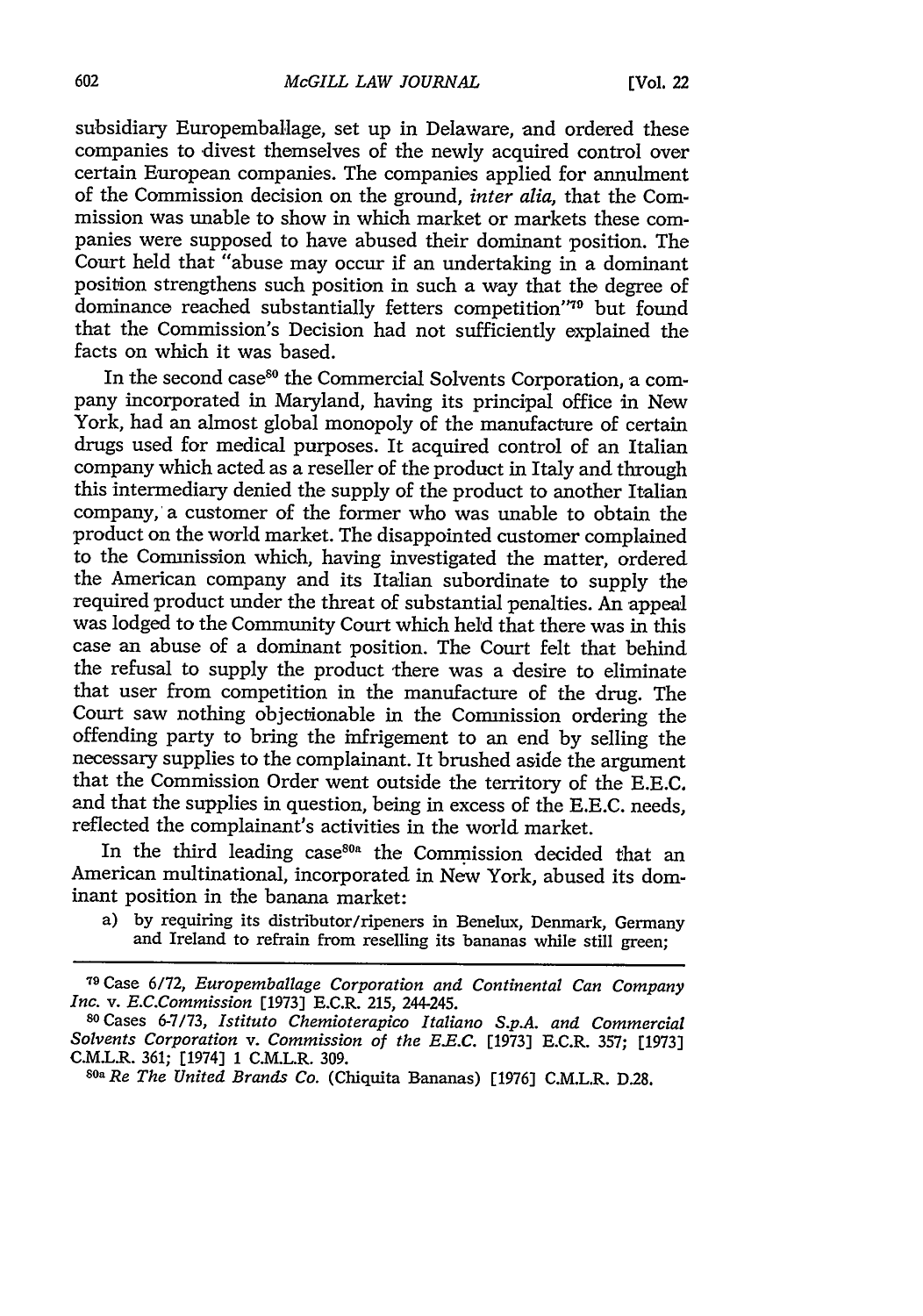subsidiary Europemballage, set up in Delaware, and ordered these companies to divest themselves of the newly acquired control over certain European companies. The companies applied for annulment of the Commission decision on the ground, *inter alia*, that the Commission was unable to show in which market or markets these companies were supposed to have abused their dominant position. The Court held that "abuse may occur if an undertaking in a dominant position strengthens such position in such a way that the degree of dominance reached substantially fetters competition"[79] but found that the Commission's Decision had not sufficiently explained the facts on which it was based.

In the second case[80] the Commercial Solvents Corporation, a company incorporated in Maryland, having its principal office in New York, had an almost global monopoly of the manufacture of certain drugs used for medical purposes. It acquired control of an Italian company which acted as a reseller of the product in Italy and through this intermediary denied the supply of the product to another Italian company, a customer of the former who was unable to obtain the product on the world market. The disappointed customer complained to the Commission which, having investigated the matter, ordered the American company and its Italian subordinate to supply the required product under the threat of substantial penalties. An appeal was lodged to the Community Court which held that there was in this case an abuse of a dominant position. The Court felt that behind the refusal to supply the product there was a desire to eliminate that user from competition in the manufacture of the drug. The Court saw nothing objectionable in the Commission ordering the offending party to bring the infrigement to an end by selling the necessary supplies to the complainant. It brushed aside the argument that the Commission Order went outside the territory of the E.E.C. and that the supplies in question, being in excess of the E.E.C. needs, reflected the complainant's activities in the world market.

In the third leading case[80a] the Commission decided that an American multinational, incorporated in New York, abused its dominant position in the banana market:

a) by requiring its distributor/ripeners in Benelux, Denmark, Germany and Ireland to refrain from reselling its bananas while still green;

---

[79] Case 6/72, *Europemballage Corporation and Continental Can Company Inc. v. E.C.Commission* [1973] E.C.R. 215, 244-245.

[80] Cases 6-7/73, *Istituto Chemioterapico Italiano S.p.A. and Commercial Solvents Corporation v. Commission of the E.E.C.* [1973] E.C.R. 357; [1973] C.M.L.R. 361; [1974] 1 C.M.L.R. 309.

[80a] *Re The United Brands Co.* (Chiquita Bananas) [1976] C.M.L.R. D.28.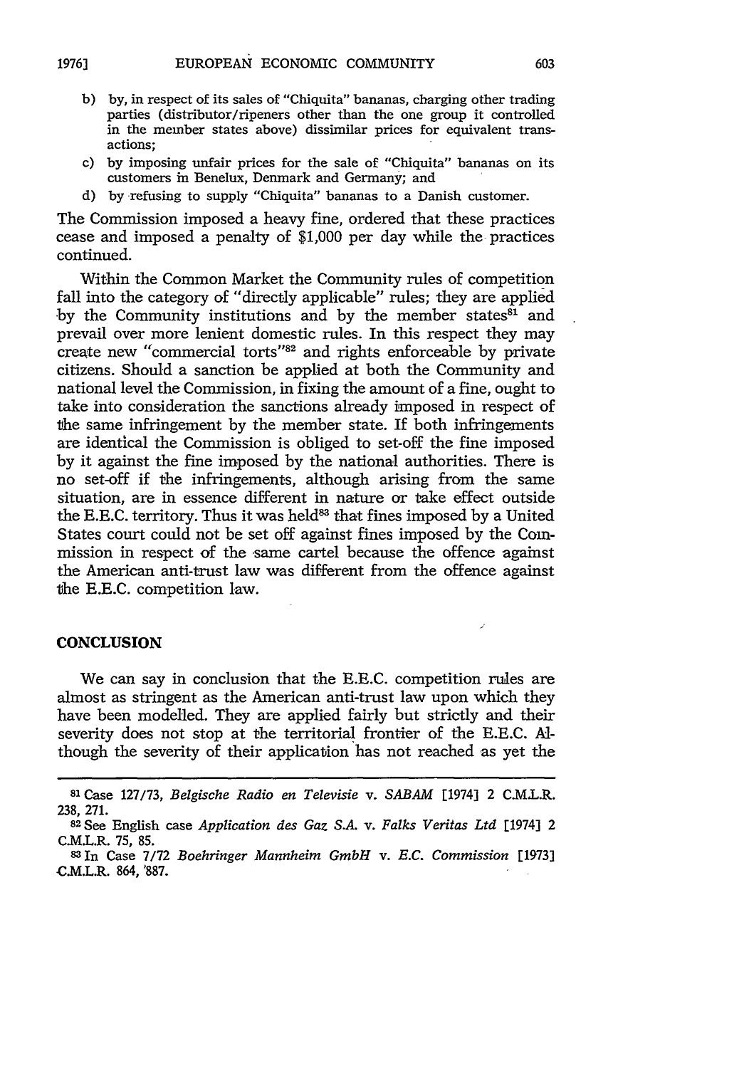b) by, in respect of its sales of "Chiquita" bananas, charging other trading parties (distributor/ripeners other than the one group it controlled in the member states above) dissimilar prices for equivalent transactions;
c) by imposing unfair prices for the sale of "Chiquita" bananas on its customers in Benelux, Denmark and Germany; and
d) by refusing to supply "Chiquita" bananas to a Danish customer.

The Commission imposed a heavy fine, ordered that these practices cease and imposed a penalty of $1,000 per day while the practices continued.

Within the Common Market the Community rules of competition fall into the category of "directly applicable" rules; they are applied by the Community institutions and by the member states[81] and prevail over more lenient domestic rules. In this respect they may create new "commercial torts"[82] and rights enforceable by private citizens. Should a sanction be applied at both the Community and national level the Commission, in fixing the amount of a fine, ought to take into consideration the sanctions already imposed in respect of the same infringement by the member state. If both infringements are identical the Commission is obliged to set-off the fine imposed by it against the fine imposed by the national authorities. There is no set-off if the infringements, although arising from the same situation, are in essence different in nature or take effect outside the E.E.C. territory. Thus it was held[83] that fines imposed by a United States court could not be set off against fines imposed by the Commission in respect of the same cartel because the offence against the American anti-trust law was different from the offence against the E.E.C. competition law.

## CONCLUSION

We can say in conclusion that the E.E.C. competition rules are almost as stringent as the American anti-trust law upon which they have been modelled. They are applied fairly but strictly and their severity does not stop at the territorial frontier of the E.E.C. Although the severity of their application has not reached as yet the

---

[81] Case 127/73, *Belgische Radio en Televisie* v. *SABAM* [1974] 2 C.M.L.R. 238, 271.

[82] See English case *Application des Gaz S.A.* v. *Falks Veritas Ltd* [1974] 2 C.M.L.R. 75, 85.

[83] In Case 7/72 *Boehringer Mannheim GmbH* v. *E.C. Commission* [1973] C.M.L.R. 864, 887.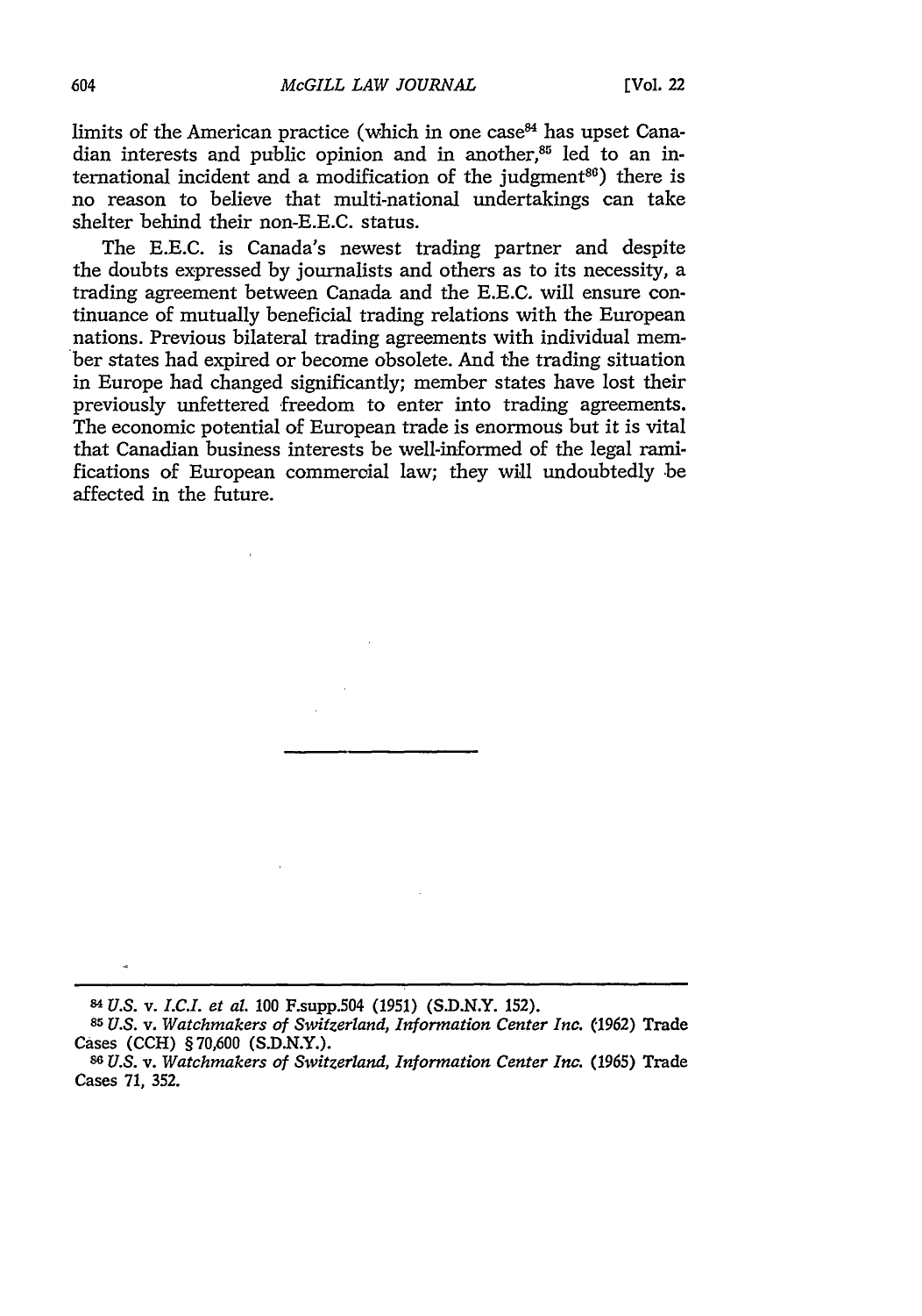limits of the American practice (which in one case[84] has upset Canadian interests and public opinion and in another,[85] led to an international incident and a modification of the judgment[86]) there is no reason to believe that multi-national undertakings can take shelter behind their non-E.E.C. status.

The E.E.C. is Canada's newest trading partner and despite the doubts expressed by journalists and others as to its necessity, a trading agreement between Canada and the E.E.C. will ensure continuance of mutually beneficial trading relations with the European nations. Previous bilateral trading agreements with individual member states had expired or become obsolete. And the trading situation in Europe had changed significantly; member states have lost their previously unfettered freedom to enter into trading agreements. The economic potential of European trade is enormous but it is vital that Canadian business interests be well-informed of the legal ramifications of European commercial law; they will undoubtedly be affected in the future.

---

[84] *U.S. v. I.C.I. et al.* 100 F.supp.504 (1951) (S.D.N.Y. 152).

[85] *U.S. v. Watchmakers of Switzerland, Information Center Inc.* (1962) Trade Cases (CCH) § 70,600 (S.D.N.Y.).

[86] *U.S. v. Watchmakers of Switzerland, Information Center Inc.* (1965) Trade Cases 71, 352.